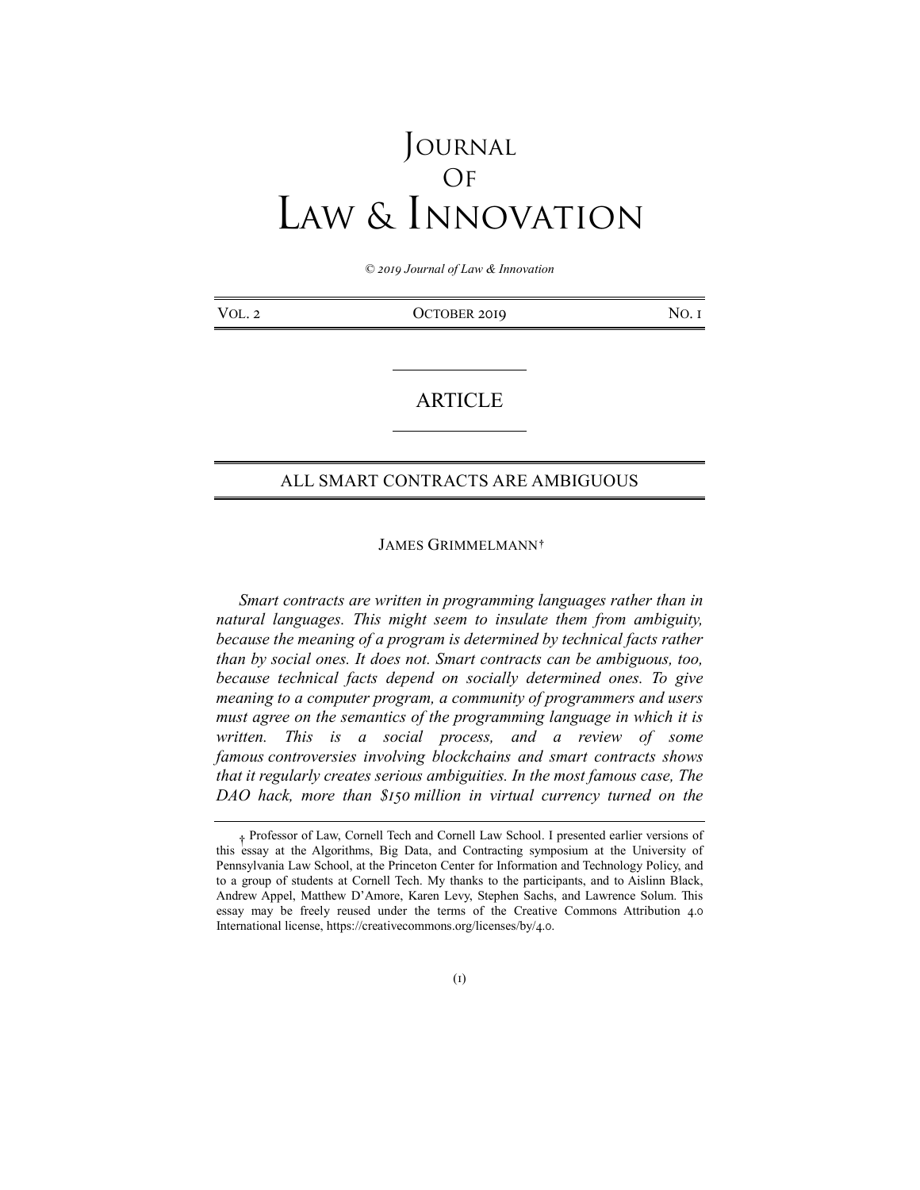# Journal Of Law & Innovation

*© 2019 Journal of Law & Innovation*

| Vol. 2 | October 2019 | No. 1 |
|---|---|---|

## ARTICLE

## ALL SMART CONTRACTS ARE AMBIGUOUS

James Grimmelmann†

*Smart contracts are written in programming languages rather than in natural languages. This might seem to insulate them from ambiguity, because the meaning of a program is determined by technical facts rather than by social ones. It does not. Smart contracts can be ambiguous, too, because technical facts depend on socially determined ones. To give meaning to a computer program, a community of programmers and users must agree on the semantics of the programming language in which it is written. This is a social process, and a review of some famous controversies involving blockchains and smart contracts shows that it regularly creates serious ambiguities. In the most famous case, The DAO hack, more than $150 million in virtual currency turned on the*

---

† Professor of Law, Cornell Tech and Cornell Law School. I presented earlier versions of this essay at the Algorithms, Big Data, and Contracting symposium at the University of Pennsylvania Law School, at the Princeton Center for Information and Technology Policy, and to a group of students at Cornell Tech. My thanks to the participants, and to Aislinn Black, Andrew Appel, Matthew D'Amore, Karen Levy, Stephen Sachs, and Lawrence Solum. This essay may be freely reused under the terms of the Creative Commons Attribution 4.0 International license, https://creativecommons.org/licenses/by/4.0.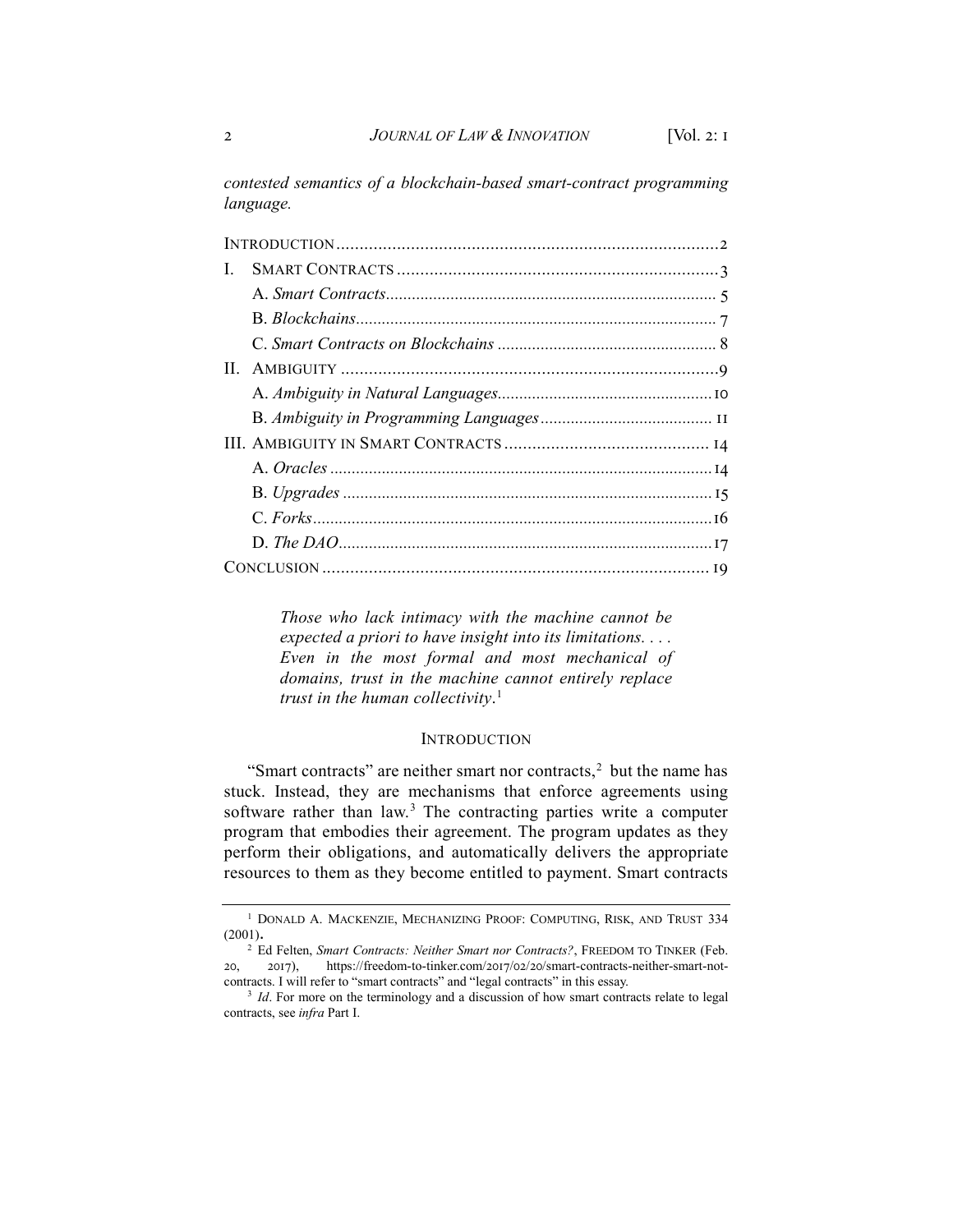*contested semantics of a blockchain-based smart-contract programming language.*

| | |
|---|---|
| INTRODUCTION | 2 |
| I. SMART CONTRACTS | 3 |
| A. *Smart Contracts* | 5 |
| B. *Blockchains* | 7 |
| C. *Smart Contracts on Blockchains* | 8 |
| II. AMBIGUITY | 9 |
| A. *Ambiguity in Natural Languages* | 10 |
| B. *Ambiguity in Programming Languages* | 11 |
| III. AMBIGUITY IN SMART CONTRACTS | 14 |
| A. *Oracles* | 14 |
| B. *Upgrades* | 15 |
| C. *Forks* | 16 |
| D. *The DAO* | 17 |
| CONCLUSION | 19 |

> *Those who lack intimacy with the machine cannot be expected a priori to have insight into its limitations. . . . Even in the most formal and most mechanical of domains, trust in the machine cannot entirely replace trust in the human collectivity*.[1]

## INTRODUCTION

"Smart contracts" are neither smart nor contracts,[2] but the name has stuck. Instead, they are mechanisms that enforce agreements using software rather than law.[3] The contracting parties write a computer program that embodies their agreement. The program updates as they perform their obligations, and automatically delivers the appropriate resources to them as they become entitled to payment. Smart contracts

---

[1] DONALD A. MACKENZIE, MECHANIZING PROOF: COMPUTING, RISK, AND TRUST 334 (2001).

[2] Ed Felten, *Smart Contracts: Neither Smart nor Contracts?*, FREEDOM TO TINKER (Feb. 20, 2017), https://freedom-to-tinker.com/2017/02/20/smart-contracts-neither-smart-not-contracts. I will refer to "smart contracts" and "legal contracts" in this essay.

[3] *Id*. For more on the terminology and a discussion of how smart contracts relate to legal contracts, see *infra* Part I.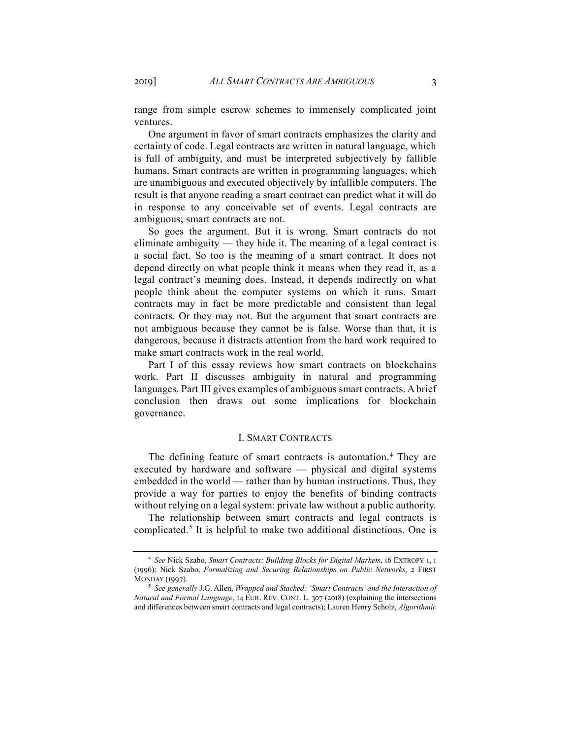range from simple escrow schemes to immensely complicated joint ventures.

One argument in favor of smart contracts emphasizes the clarity and certainty of code. Legal contracts are written in natural language, which is full of ambiguity, and must be interpreted subjectively by fallible humans. Smart contracts are written in programming languages, which are unambiguous and executed objectively by infallible computers. The result is that anyone reading a smart contract can predict what it will do in response to any conceivable set of events. Legal contracts are ambiguous; smart contracts are not.

So goes the argument. But it is wrong. Smart contracts do not eliminate ambiguity — they hide it. The meaning of a legal contract is a social fact. So too is the meaning of a smart contract. It does not depend directly on what people think it means when they read it, as a legal contract's meaning does. Instead, it depends indirectly on what people think about the computer systems on which it runs. Smart contracts may in fact be more predictable and consistent than legal contracts. Or they may not. But the argument that smart contracts are not ambiguous because they cannot be is false. Worse than that, it is dangerous, because it distracts attention from the hard work required to make smart contracts work in the real world.

Part I of this essay reviews how smart contracts on blockchains work. Part II discusses ambiguity in natural and programming languages. Part III gives examples of ambiguous smart contracts. A brief conclusion then draws out some implications for blockchain governance.

## I. Smart Contracts

The defining feature of smart contracts is automation.[4] They are executed by hardware and software — physical and digital systems embedded in the world — rather than by human instructions. Thus, they provide a way for parties to enjoy the benefits of binding contracts without relying on a legal system: private law without a public authority.

The relationship between smart contracts and legal contracts is complicated.[5] It is helpful to make two additional distinctions. One is

---

[4] *See* Nick Szabo, *Smart Contracts: Building Blocks for Digital Markets*, 16 Extropy 1, 1 (1996); Nick Szabo, *Formalizing and Securing Relationships on Public Networks*, 2 First Monday (1997).

[5] *See generally* J.G. Allen, *Wrapped and Stacked: 'Smart Contracts' and the Interaction of Natural and Formal Language*, 14 Eur. Rev. Cont. L. 307 (2018) (explaining the intersections and differences between smart contracts and legal contracts); Lauren Henry Scholz, *Algorithmic*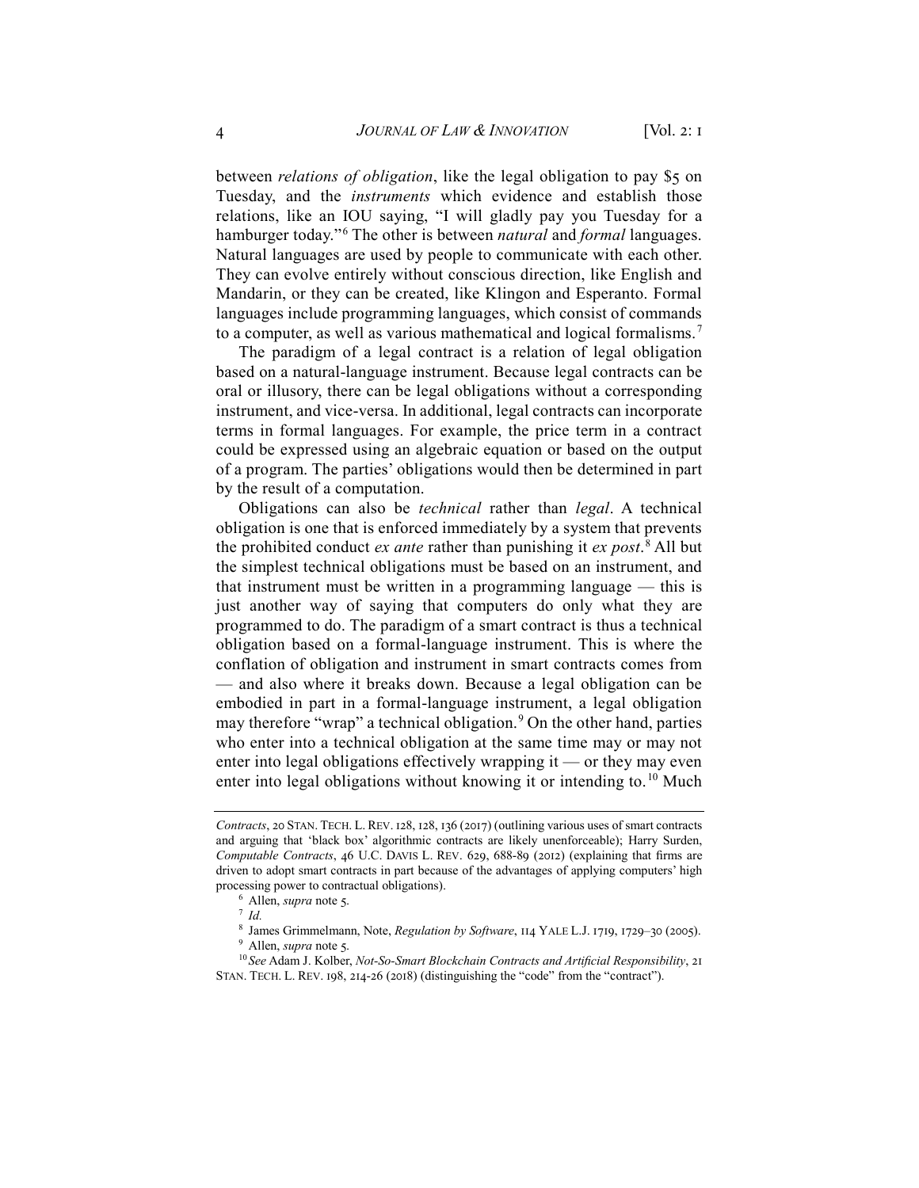between *relations of obligation*, like the legal obligation to pay $5 on Tuesday, and the *instruments* which evidence and establish those relations, like an IOU saying, "I will gladly pay you Tuesday for a hamburger today."[6] The other is between *natural* and *formal* languages. Natural languages are used by people to communicate with each other. They can evolve entirely without conscious direction, like English and Mandarin, or they can be created, like Klingon and Esperanto. Formal languages include programming languages, which consist of commands to a computer, as well as various mathematical and logical formalisms.[7]

The paradigm of a legal contract is a relation of legal obligation based on a natural-language instrument. Because legal contracts can be oral or illusory, there can be legal obligations without a corresponding instrument, and vice-versa. In additional, legal contracts can incorporate terms in formal languages. For example, the price term in a contract could be expressed using an algebraic equation or based on the output of a program. The parties' obligations would then be determined in part by the result of a computation.

Obligations can also be *technical* rather than *legal*. A technical obligation is one that is enforced immediately by a system that prevents the prohibited conduct *ex ante* rather than punishing it *ex post*.[8] All but the simplest technical obligations must be based on an instrument, and that instrument must be written in a programming language — this is just another way of saying that computers do only what they are programmed to do. The paradigm of a smart contract is thus a technical obligation based on a formal-language instrument. This is where the conflation of obligation and instrument in smart contracts comes from — and also where it breaks down. Because a legal obligation can be embodied in part in a formal-language instrument, a legal obligation may therefore "wrap" a technical obligation.[9] On the other hand, parties who enter into a technical obligation at the same time may or may not enter into legal obligations effectively wrapping it — or they may even enter into legal obligations without knowing it or intending to.[10] Much

---

*Contracts*, 20 STAN. TECH. L. REV. 128, 128, 136 (2017) (outlining various uses of smart contracts and arguing that 'black box' algorithmic contracts are likely unenforceable); Harry Surden, *Computable Contracts*, 46 U.C. DAVIS L. REV. 629, 688-89 (2012) (explaining that firms are driven to adopt smart contracts in part because of the advantages of applying computers' high processing power to contractual obligations).

[6] Allen, *supra* note 5.

[7] *Id.*

[8] James Grimmelmann, Note, *Regulation by Software*, 114 YALE L.J. 1719, 1729–30 (2005).

[9] Allen, *supra* note 5.

[10] *See* Adam J. Kolber, *Not-So-Smart Blockchain Contracts and Artificial Responsibility*, 21 STAN. TECH. L. REV. 198, 214-26 (2018) (distinguishing the "code" from the "contract").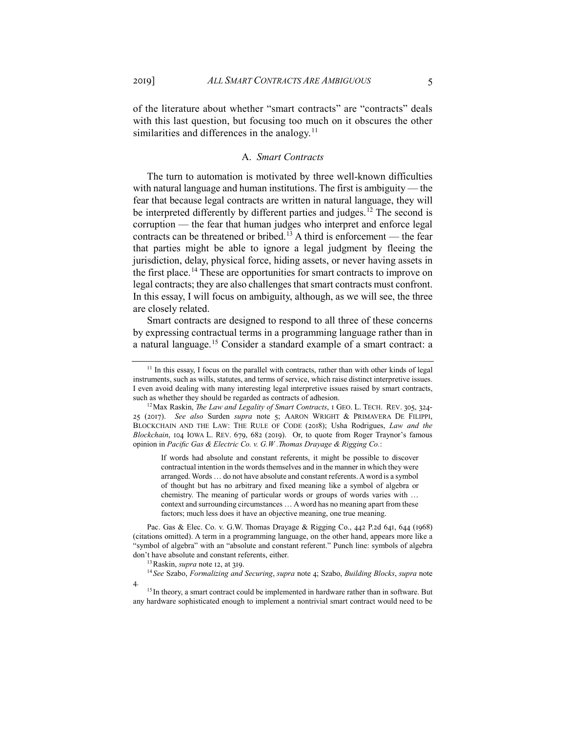of the literature about whether "smart contracts" are "contracts" deals with this last question, but focusing too much on it obscures the other similarities and differences in the analogy.[11]

## A. *Smart Contracts*

The turn to automation is motivated by three well-known difficulties with natural language and human institutions. The first is ambiguity — the fear that because legal contracts are written in natural language, they will be interpreted differently by different parties and judges.[12] The second is corruption — the fear that human judges who interpret and enforce legal contracts can be threatened or bribed.[13] A third is enforcement — the fear that parties might be able to ignore a legal judgment by fleeing the jurisdiction, delay, physical force, hiding assets, or never having assets in the first place.[14] These are opportunities for smart contracts to improve on legal contracts; they are also challenges that smart contracts must confront. In this essay, I will focus on ambiguity, although, as we will see, the three are closely related.

Smart contracts are designed to respond to all three of these concerns by expressing contractual terms in a programming language rather than in a natural language.[15] Consider a standard example of a smart contract: a

---

[11] In this essay, I focus on the parallel with contracts, rather than with other kinds of legal instruments, such as wills, statutes, and terms of service, which raise distinct interpretive issues. I even avoid dealing with many interesting legal interpretive issues raised by smart contracts, such as whether they should be regarded as contracts of adhesion.

[12] Max Raskin, *The Law and Legality of Smart Contracts*, 1 GEO. L. TECH. REV. 305, 324-25 (2017). *See also* Surden *supra* note 5; AARON WRIGHT & PRIMAVERA DE FILIPPI, BLOCKCHAIN AND THE LAW: THE RULE OF CODE (2018); Usha Rodrigues, *Law and the Blockchain*, 104 IOWA L. REV. 679, 682 (2019). Or, to quote from Roger Traynor's famous opinion in *Pacific Gas & Electric Co. v. G.W .Thomas Drayage & Rigging Co.*:

> If words had absolute and constant referents, it might be possible to discover contractual intention in the words themselves and in the manner in which they were arranged. Words … do not have absolute and constant referents. A word is a symbol of thought but has no arbitrary and fixed meaning like a symbol of algebra or chemistry. The meaning of particular words or groups of words varies with … context and surrounding circumstances … A word has no meaning apart from these factors; much less does it have an objective meaning, one true meaning.

Pac. Gas & Elec. Co. v. G.W. Thomas Drayage & Rigging Co., 442 P.2d 641, 644 (1968) (citations omitted). A term in a programming language, on the other hand, appears more like a "symbol of algebra" with an "absolute and constant referent." Punch line: symbols of algebra don't have absolute and constant referents, either.

[13] Raskin, *supra* note 12, at 319.

[14] *See* Szabo, *Formalizing and Securing*, *supra* note 4; Szabo, *Building Blocks*, *supra* note 4.

[15] In theory, a smart contract could be implemented in hardware rather than in software. But any hardware sophisticated enough to implement a nontrivial smart contract would need to be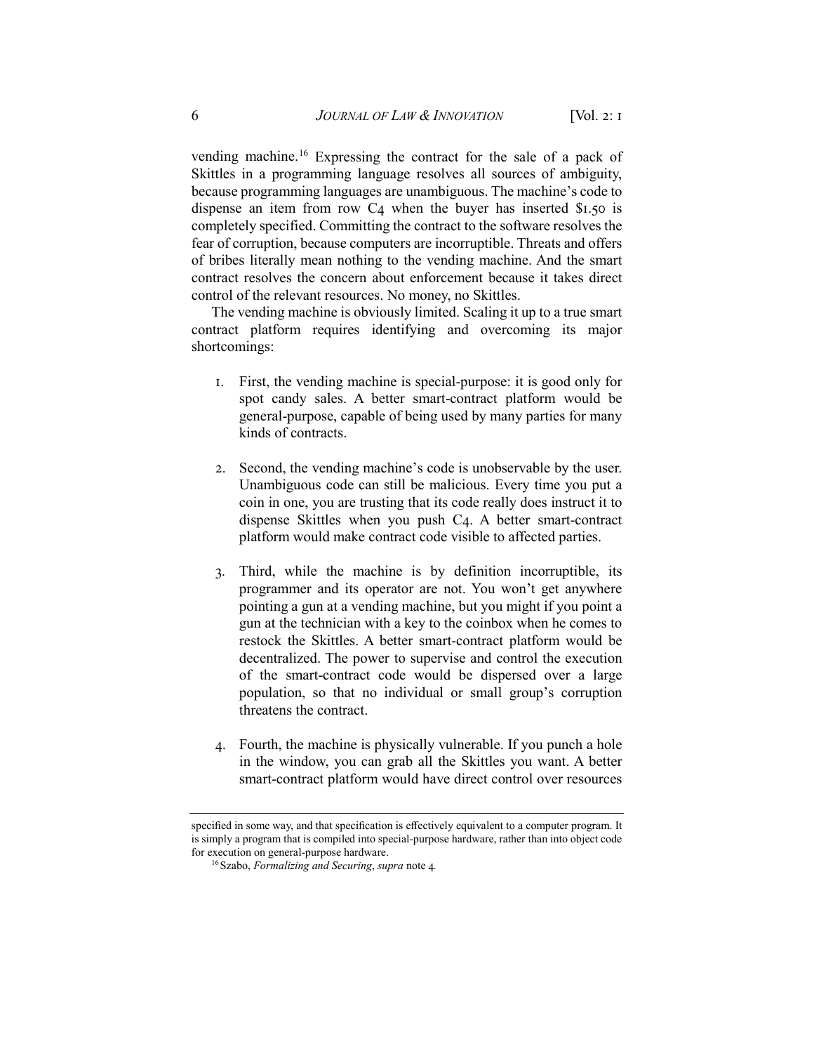vending machine.[16] Expressing the contract for the sale of a pack of Skittles in a programming language resolves all sources of ambiguity, because programming languages are unambiguous. The machine's code to dispense an item from row C4 when the buyer has inserted $1.50 is completely specified. Committing the contract to the software resolves the fear of corruption, because computers are incorruptible. Threats and offers of bribes literally mean nothing to the vending machine. And the smart contract resolves the concern about enforcement because it takes direct control of the relevant resources. No money, no Skittles.

The vending machine is obviously limited. Scaling it up to a true smart contract platform requires identifying and overcoming its major shortcomings:

1. First, the vending machine is special-purpose: it is good only for spot candy sales. A better smart-contract platform would be general-purpose, capable of being used by many parties for many kinds of contracts.

2. Second, the vending machine's code is unobservable by the user. Unambiguous code can still be malicious. Every time you put a coin in one, you are trusting that its code really does instruct it to dispense Skittles when you push C4. A better smart-contract platform would make contract code visible to affected parties.

3. Third, while the machine is by definition incorruptible, its programmer and its operator are not. You won't get anywhere pointing a gun at a vending machine, but you might if you point a gun at the technician with a key to the coinbox when he comes to restock the Skittles. A better smart-contract platform would be decentralized. The power to supervise and control the execution of the smart-contract code would be dispersed over a large population, so that no individual or small group's corruption threatens the contract.

4. Fourth, the machine is physically vulnerable. If you punch a hole in the window, you can grab all the Skittles you want. A better smart-contract platform would have direct control over resources

---

specified in some way, and that specification is effectively equivalent to a computer program. It is simply a program that is compiled into special-purpose hardware, rather than into object code for execution on general-purpose hardware.

[16] Szabo, *Formalizing and Securing*, *supra* note 4.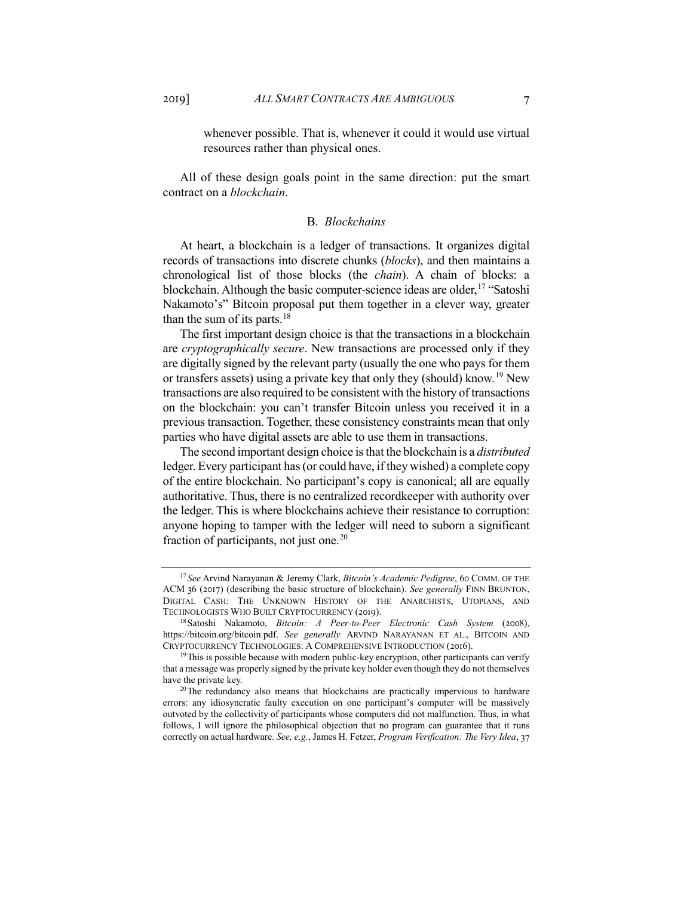> whenever possible. That is, whenever it could it would use virtual resources rather than physical ones.

All of these design goals point in the same direction: put the smart contract on a *blockchain*.

### B. *Blockchains*

At heart, a blockchain is a ledger of transactions. It organizes digital records of transactions into discrete chunks (*blocks*), and then maintains a chronological list of those blocks (the *chain*). A chain of blocks: a blockchain. Although the basic computer-science ideas are older,[17] "Satoshi Nakamoto's" Bitcoin proposal put them together in a clever way, greater than the sum of its parts.[18]

The first important design choice is that the transactions in a blockchain are *cryptographically secure*. New transactions are processed only if they are digitally signed by the relevant party (usually the one who pays for them or transfers assets) using a private key that only they (should) know.[19] New transactions are also required to be consistent with the history of transactions on the blockchain: you can't transfer Bitcoin unless you received it in a previous transaction. Together, these consistency constraints mean that only parties who have digital assets are able to use them in transactions.

The second important design choice is that the blockchain is a *distributed* ledger. Every participant has (or could have, if they wished) a complete copy of the entire blockchain. No participant's copy is canonical; all are equally authoritative. Thus, there is no centralized recordkeeper with authority over the ledger. This is where blockchains achieve their resistance to corruption: anyone hoping to tamper with the ledger will need to suborn a significant fraction of participants, not just one.[20]

---

[17] *See* Arvind Narayanan & Jeremy Clark, *Bitcoin's Academic Pedigree*, 60 COMM. OF THE ACM 36 (2017) (describing the basic structure of blockchain). *See generally* FINN BRUNTON, DIGITAL CASH: THE UNKNOWN HISTORY OF THE ANARCHISTS, UTOPIANS, AND TECHNOLOGISTS WHO BUILT CRYPTOCURRENCY (2019).

[18] Satoshi Nakamoto, *Bitcoin: A Peer-to-Peer Electronic Cash System* (2008), https://bitcoin.org/bitcoin.pdf. *See generally* ARVIND NARAYANAN ET AL., BITCOIN AND CRYPTOCURRENCY TECHNOLOGIES: A COMPREHENSIVE INTRODUCTION (2016).

[19] This is possible because with modern public-key encryption, other participants can verify that a message was properly signed by the private key holder even though they do not themselves have the private key.

[20] The redundancy also means that blockchains are practically impervious to hardware errors: any idiosyncratic faulty execution on one participant's computer will be massively outvoted by the collectivity of participants whose computers did not malfunction. Thus, in what follows, I will ignore the philosophical objection that no program can guarantee that it runs correctly on actual hardware. *See, e.g.*, James H. Fetzer, *Program Verification: The Very Idea*, 37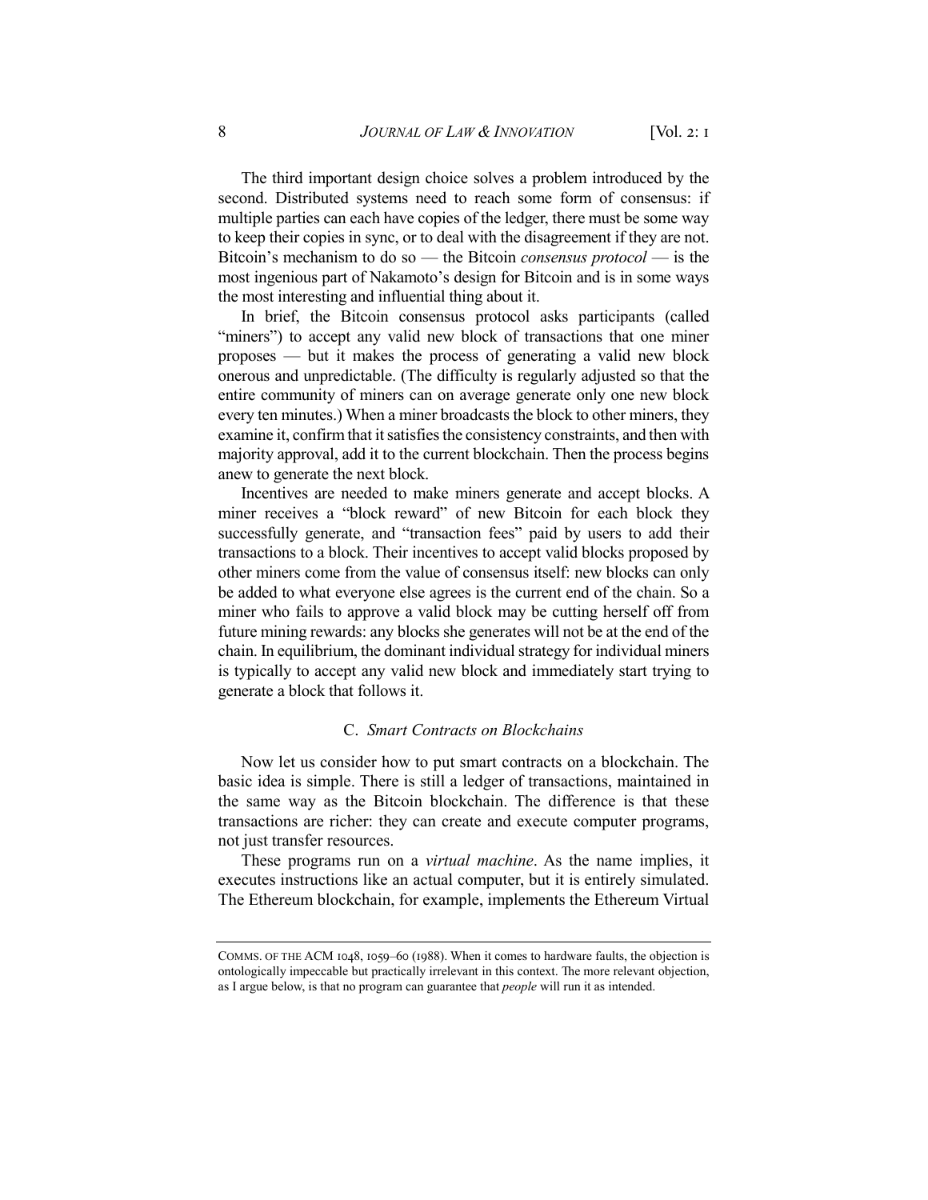The third important design choice solves a problem introduced by the second. Distributed systems need to reach some form of consensus: if multiple parties can each have copies of the ledger, there must be some way to keep their copies in sync, or to deal with the disagreement if they are not. Bitcoin's mechanism to do so — the Bitcoin *consensus protocol* — is the most ingenious part of Nakamoto's design for Bitcoin and is in some ways the most interesting and influential thing about it.

In brief, the Bitcoin consensus protocol asks participants (called "miners") to accept any valid new block of transactions that one miner proposes — but it makes the process of generating a valid new block onerous and unpredictable. (The difficulty is regularly adjusted so that the entire community of miners can on average generate only one new block every ten minutes.) When a miner broadcasts the block to other miners, they examine it, confirm that it satisfies the consistency constraints, and then with majority approval, add it to the current blockchain. Then the process begins anew to generate the next block.

Incentives are needed to make miners generate and accept blocks. A miner receives a "block reward" of new Bitcoin for each block they successfully generate, and "transaction fees" paid by users to add their transactions to a block. Their incentives to accept valid blocks proposed by other miners come from the value of consensus itself: new blocks can only be added to what everyone else agrees is the current end of the chain. So a miner who fails to approve a valid block may be cutting herself off from future mining rewards: any blocks she generates will not be at the end of the chain. In equilibrium, the dominant individual strategy for individual miners is typically to accept any valid new block and immediately start trying to generate a block that follows it.

### C. *Smart Contracts on Blockchains*

Now let us consider how to put smart contracts on a blockchain. The basic idea is simple. There is still a ledger of transactions, maintained in the same way as the Bitcoin blockchain. The difference is that these transactions are richer: they can create and execute computer programs, not just transfer resources.

These programs run on a *virtual machine*. As the name implies, it executes instructions like an actual computer, but it is entirely simulated. The Ethereum blockchain, for example, implements the Ethereum Virtual

---

COMMS. OF THE ACM 1048, 1059–60 (1988). When it comes to hardware faults, the objection is ontologically impeccable but practically irrelevant in this context. The more relevant objection, as I argue below, is that no program can guarantee that *people* will run it as intended.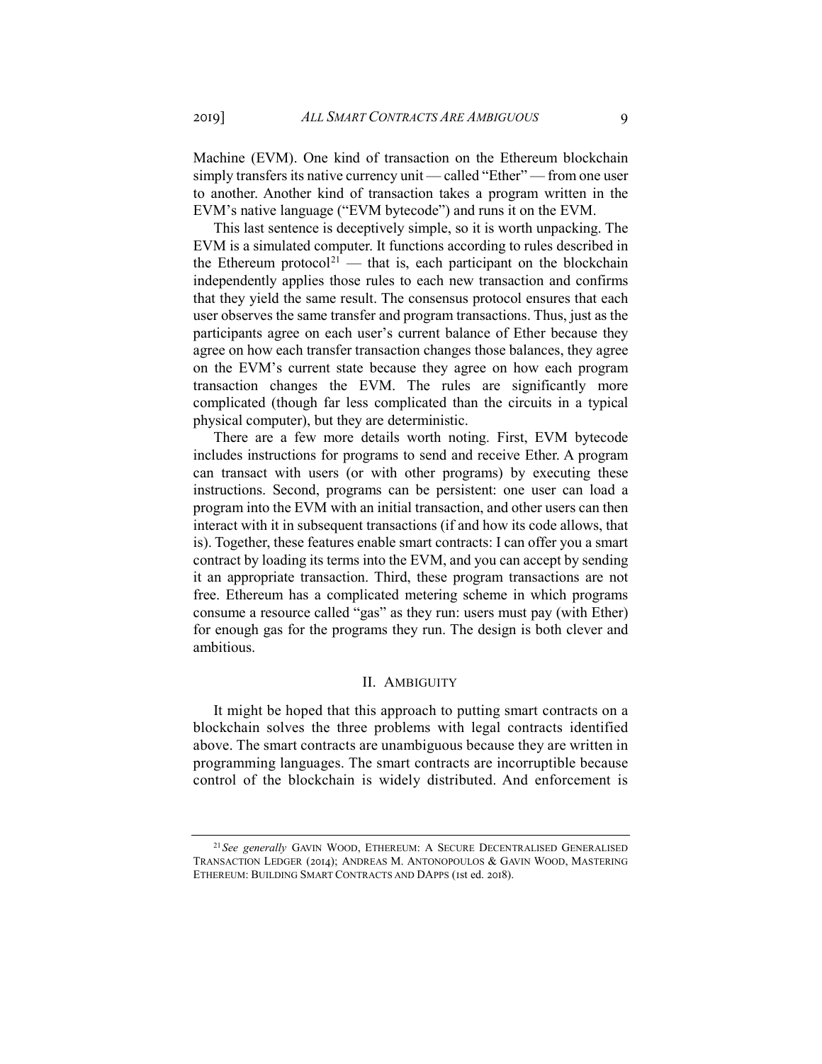Machine (EVM). One kind of transaction on the Ethereum blockchain simply transfers its native currency unit — called "Ether" — from one user to another. Another kind of transaction takes a program written in the EVM's native language ("EVM bytecode") and runs it on the EVM.

This last sentence is deceptively simple, so it is worth unpacking. The EVM is a simulated computer. It functions according to rules described in the Ethereum protocol[21] — that is, each participant on the blockchain independently applies those rules to each new transaction and confirms that they yield the same result. The consensus protocol ensures that each user observes the same transfer and program transactions. Thus, just as the participants agree on each user's current balance of Ether because they agree on how each transfer transaction changes those balances, they agree on the EVM's current state because they agree on how each program transaction changes the EVM. The rules are significantly more complicated (though far less complicated than the circuits in a typical physical computer), but they are deterministic.

There are a few more details worth noting. First, EVM bytecode includes instructions for programs to send and receive Ether. A program can transact with users (or with other programs) by executing these instructions. Second, programs can be persistent: one user can load a program into the EVM with an initial transaction, and other users can then interact with it in subsequent transactions (if and how its code allows, that is). Together, these features enable smart contracts: I can offer you a smart contract by loading its terms into the EVM, and you can accept by sending it an appropriate transaction. Third, these program transactions are not free. Ethereum has a complicated metering scheme in which programs consume a resource called "gas" as they run: users must pay (with Ether) for enough gas for the programs they run. The design is both clever and ambitious.

## II. AMBIGUITY

It might be hoped that this approach to putting smart contracts on a blockchain solves the three problems with legal contracts identified above. The smart contracts are unambiguous because they are written in programming languages. The smart contracts are incorruptible because control of the blockchain is widely distributed. And enforcement is

[21] *See generally* GAVIN WOOD, ETHEREUM: A SECURE DECENTRALISED GENERALISED TRANSACTION LEDGER (2014); ANDREAS M. ANTONOPOULOS & GAVIN WOOD, MASTERING ETHEREUM: BUILDING SMART CONTRACTS AND DAPPS (1st ed. 2018).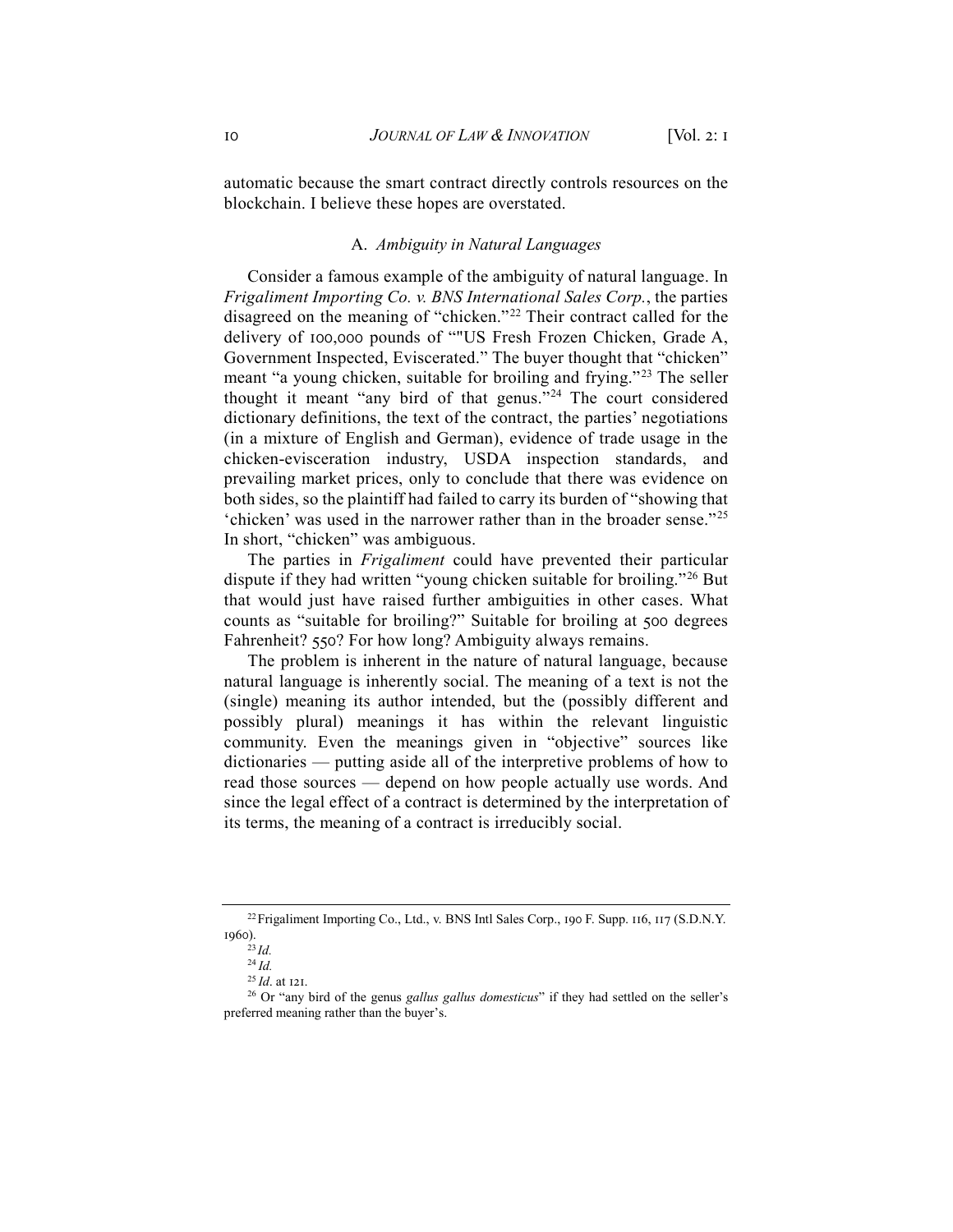automatic because the smart contract directly controls resources on the blockchain. I believe these hopes are overstated.

### A. *Ambiguity in Natural Languages*

Consider a famous example of the ambiguity of natural language. In *Frigaliment Importing Co. v. BNS International Sales Corp.*, the parties disagreed on the meaning of "chicken."[22] Their contract called for the delivery of 100,000 pounds of ""US Fresh Frozen Chicken, Grade A, Government Inspected, Eviscerated." The buyer thought that "chicken" meant "a young chicken, suitable for broiling and frying."[23] The seller thought it meant "any bird of that genus."[24] The court considered dictionary definitions, the text of the contract, the parties' negotiations (in a mixture of English and German), evidence of trade usage in the chicken-evisceration industry, USDA inspection standards, and prevailing market prices, only to conclude that there was evidence on both sides, so the plaintiff had failed to carry its burden of "showing that 'chicken' was used in the narrower rather than in the broader sense."[25] In short, "chicken" was ambiguous.

The parties in *Frigaliment* could have prevented their particular dispute if they had written "young chicken suitable for broiling."[26] But that would just have raised further ambiguities in other cases. What counts as "suitable for broiling?" Suitable for broiling at 500 degrees Fahrenheit? 550? For how long? Ambiguity always remains.

The problem is inherent in the nature of natural language, because natural language is inherently social. The meaning of a text is not the (single) meaning its author intended, but the (possibly different and possibly plural) meanings it has within the relevant linguistic community. Even the meanings given in "objective" sources like dictionaries — putting aside all of the interpretive problems of how to read those sources — depend on how people actually use words. And since the legal effect of a contract is determined by the interpretation of its terms, the meaning of a contract is irreducibly social.

---

[22] Frigaliment Importing Co., Ltd., v. BNS Intl Sales Corp., 190 F. Supp. 116, 117 (S.D.N.Y. 1960).

[23] *Id.*

[24] *Id.*

[25] *Id*. at 121.

[26] Or "any bird of the genus *gallus gallus domesticus*" if they had settled on the seller's preferred meaning rather than the buyer's.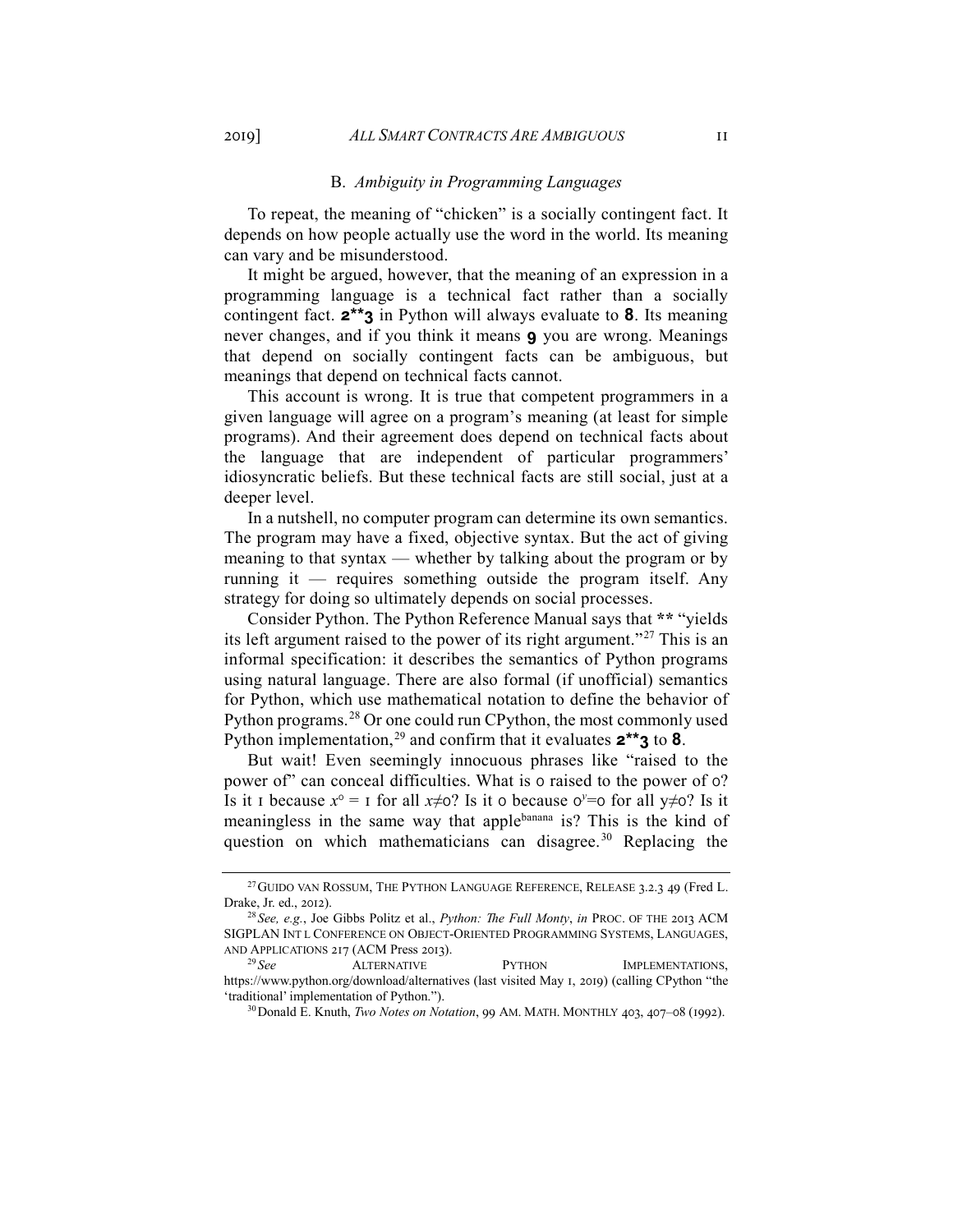### B. *Ambiguity in Programming Languages*

To repeat, the meaning of "chicken" is a socially contingent fact. It depends on how people actually use the word in the world. Its meaning can vary and be misunderstood.

It might be argued, however, that the meaning of an expression in a programming language is a technical fact rather than a socially contingent fact. `2**3` in Python will always evaluate to `8`. Its meaning never changes, and if you think it means `9` you are wrong. Meanings that depend on socially contingent facts can be ambiguous, but meanings that depend on technical facts cannot.

This account is wrong. It is true that competent programmers in a given language will agree on a program's meaning (at least for simple programs). And their agreement does depend on technical facts about the language that are independent of particular programmers' idiosyncratic beliefs. But these technical facts are still social, just at a deeper level.

In a nutshell, no computer program can determine its own semantics. The program may have a fixed, objective syntax. But the act of giving meaning to that syntax — whether by talking about the program or by running it — requires something outside the program itself. Any strategy for doing so ultimately depends on social processes.

Consider Python. The Python Reference Manual says that `**` "yields its left argument raised to the power of its right argument."[27] This is an informal specification: it describes the semantics of Python programs using natural language. There are also formal (if unofficial) semantics for Python, which use mathematical notation to define the behavior of Python programs.[28] Or one could run CPython, the most commonly used Python implementation,[29] and confirm that it evaluates `2**3` to `8`.

But wait! Even seemingly innocuous phrases like "raised to the power of" can conceal difficulties. What is 0 raised to the power of 0? Is it 1 because $x^0 = 1$ for all $x \neq 0$? Is it 0 because $0^y = 0$ for all $y \neq 0$? Is it meaningless in the same way that $\text{apple}^{\text{banana}}$ is? This is the kind of question on which mathematicians can disagree.[30] Replacing the

---

[27] GUIDO VAN ROSSUM, THE PYTHON LANGUAGE REFERENCE, RELEASE 3.2.3 49 (Fred L. Drake, Jr. ed., 2012).

[28] *See, e.g.*, Joe Gibbs Politz et al., *Python: The Full Monty*, *in* PROC. OF THE 2013 ACM SIGPLAN INT L CONFERENCE ON OBJECT-ORIENTED PROGRAMMING SYSTEMS, LANGUAGES, AND APPLICATIONS 217 (ACM Press 2013).

[29] *See* ALTERNATIVE PYTHON IMPLEMENTATIONS, https://www.python.org/download/alternatives (last visited May 1, 2019) (calling CPython "the 'traditional' implementation of Python.").

[30] Donald E. Knuth, *Two Notes on Notation*, 99 AM. MATH. MONTHLY 403, 407–08 (1992).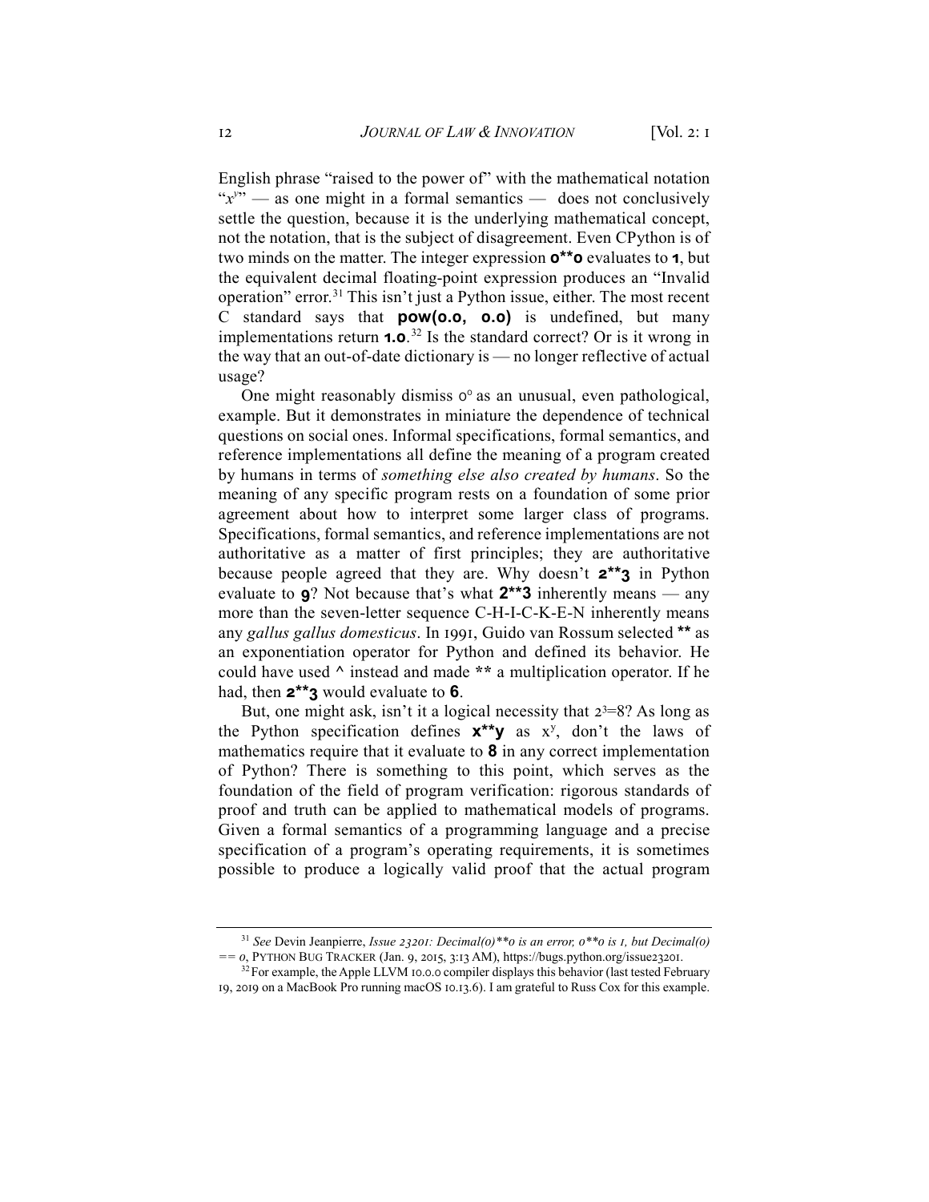English phrase "raised to the power of" with the mathematical notation "$x^y$" — as one might in a formal semantics — does not conclusively settle the question, because it is the underlying mathematical concept, not the notation, that is the subject of disagreement. Even CPython is of two minds on the matter. The integer expression **0\*\*0** evaluates to **1**, but the equivalent decimal floating-point expression produces an "Invalid operation" error.[31] This isn't just a Python issue, either. The most recent C standard says that **pow(0.0, 0.0)** is undefined, but many implementations return **1.0**.[32] Is the standard correct? Or is it wrong in the way that an out-of-date dictionary is — no longer reflective of actual usage?

One might reasonably dismiss $0^0$ as an unusual, even pathological, example. But it demonstrates in miniature the dependence of technical questions on social ones. Informal specifications, formal semantics, and reference implementations all define the meaning of a program created by humans in terms of *something else also created by humans*. So the meaning of any specific program rests on a foundation of some prior agreement about how to interpret some larger class of programs. Specifications, formal semantics, and reference implementations are not authoritative as a matter of first principles; they are authoritative because people agreed that they are. Why doesn't **2\*\*3** in Python evaluate to **9**? Not because that's what **2\*\*3** inherently means — any more than the seven-letter sequence C-H-I-C-K-E-N inherently means any *gallus gallus domesticus*. In 1991, Guido van Rossum selected **\*\*** as an exponentiation operator for Python and defined its behavior. He could have used **^** instead and made **\*\*** a multiplication operator. If he had, then **2\*\*3** would evaluate to **6**.

But, one might ask, isn't it a logical necessity that $2^3=8$? As long as the Python specification defines **x\*\*y** as $x^y$, don't the laws of mathematics require that it evaluate to **8** in any correct implementation of Python? There is something to this point, which serves as the foundation of the field of program verification: rigorous standards of proof and truth can be applied to mathematical models of programs. Given a formal semantics of a programming language and a precise specification of a program's operating requirements, it is sometimes possible to produce a logically valid proof that the actual program

---

[31] *See* Devin Jeanpierre, *Issue 23201: Decimal(0)\*\*0 is an error, 0\*\*0 is 1, but Decimal(0) == 0*, PYTHON BUG TRACKER (Jan. 9, 2015, 3:13 AM), https://bugs.python.org/issue23201.

[32] For example, the Apple LLVM 10.0.0 compiler displays this behavior (last tested February 19, 2019 on a MacBook Pro running macOS 10.13.6). I am grateful to Russ Cox for this example.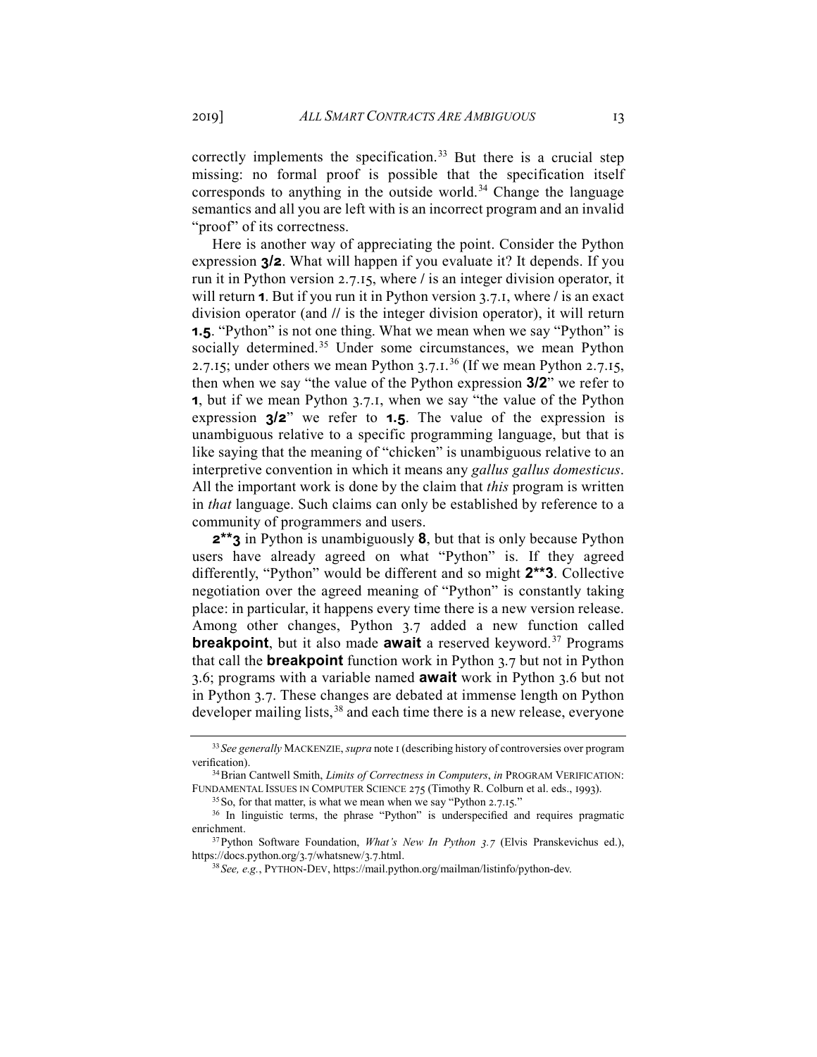correctly implements the specification.[33] But there is a crucial step missing: no formal proof is possible that the specification itself corresponds to anything in the outside world.[34] Change the language semantics and all you are left with is an incorrect program and an invalid "proof" of its correctness.

Here is another way of appreciating the point. Consider the Python expression **3/2**. What will happen if you evaluate it? It depends. If you run it in Python version 2.7.15, where / is an integer division operator, it will return **1**. But if you run it in Python version 3.7.1, where / is an exact division operator (and // is the integer division operator), it will return **1.5**. "Python" is not one thing. What we mean when we say "Python" is socially determined.[35] Under some circumstances, we mean Python 2.7.15; under others we mean Python 3.7.1.[36] (If we mean Python 2.7.15, then when we say "the value of the Python expression **3/2**" we refer to **1**, but if we mean Python 3.7.1, when we say "the value of the Python expression **3/2**" we refer to **1.5**. The value of the expression is unambiguous relative to a specific programming language, but that is like saying that the meaning of "chicken" is unambiguous relative to an interpretive convention in which it means any *gallus gallus domesticus*. All the important work is done by the claim that *this* program is written in *that* language. Such claims can only be established by reference to a community of programmers and users.

**2**3** in Python is unambiguously **8**, but that is only because Python users have already agreed on what "Python" is. If they agreed differently, "Python" would be different and so might **2**3**. Collective negotiation over the agreed meaning of "Python" is constantly taking place: in particular, it happens every time there is a new version release. Among other changes, Python 3.7 added a new function called **breakpoint**, but it also made **await** a reserved keyword.[37] Programs that call the **breakpoint** function work in Python 3.7 but not in Python 3.6; programs with a variable named **await** work in Python 3.6 but not in Python 3.7. These changes are debated at immense length on Python developer mailing lists,[38] and each time there is a new release, everyone

---

[33] *See generally* MACKENZIE, *supra* note 1 (describing history of controversies over program verification).

[34] Brian Cantwell Smith, *Limits of Correctness in Computers*, *in* PROGRAM VERIFICATION: FUNDAMENTAL ISSUES IN COMPUTER SCIENCE 275 (Timothy R. Colburn et al. eds., 1993).

[35] So, for that matter, is what we mean when we say "Python 2.7.15."

[36] In linguistic terms, the phrase "Python" is underspecified and requires pragmatic enrichment.

[37] Python Software Foundation, *What's New In Python 3.7* (Elvis Pranskevichus ed.), https://docs.python.org/3.7/whatsnew/3.7.html.

[38] *See, e.g.*, PYTHON-DEV, https://mail.python.org/mailman/listinfo/python-dev.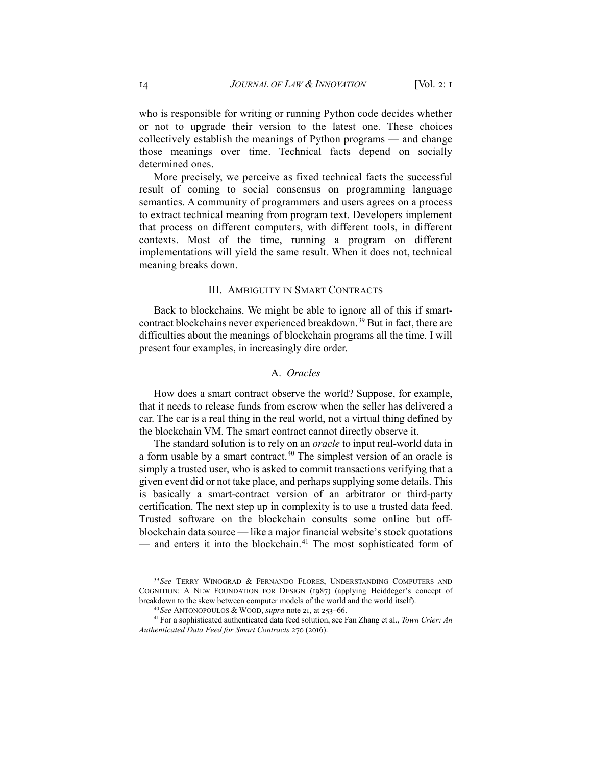who is responsible for writing or running Python code decides whether or not to upgrade their version to the latest one. These choices collectively establish the meanings of Python programs — and change those meanings over time. Technical facts depend on socially determined ones.

More precisely, we perceive as fixed technical facts the successful result of coming to social consensus on programming language semantics. A community of programmers and users agrees on a process to extract technical meaning from program text. Developers implement that process on different computers, with different tools, in different contexts. Most of the time, running a program on different implementations will yield the same result. When it does not, technical meaning breaks down.

## III. Ambiguity in Smart Contracts

Back to blockchains. We might be able to ignore all of this if smart-contract blockchains never experienced breakdown.[39] But in fact, there are difficulties about the meanings of blockchain programs all the time. I will present four examples, in increasingly dire order.

### A. *Oracles*

How does a smart contract observe the world? Suppose, for example, that it needs to release funds from escrow when the seller has delivered a car. The car is a real thing in the real world, not a virtual thing defined by the blockchain VM. The smart contract cannot directly observe it.

The standard solution is to rely on an *oracle* to input real-world data in a form usable by a smart contract.[40] The simplest version of an oracle is simply a trusted user, who is asked to commit transactions verifying that a given event did or not take place, and perhaps supplying some details. This is basically a smart-contract version of an arbitrator or third-party certification. The next step up in complexity is to use a trusted data feed. Trusted software on the blockchain consults some online but off-blockchain data source — like a major financial website's stock quotations — and enters it into the blockchain.[41] The most sophisticated form of

---

[39] *See* Terry Winograd & Fernando Flores, Understanding Computers and Cognition: A New Foundation for Design (1987) (applying Heiddeger's concept of breakdown to the skew between computer models of the world and the world itself).

[40] *See* Antonopoulos & Wood, *supra* note 21, at 253–66.

[41] For a sophisticated authenticated data feed solution, see Fan Zhang et al., *Town Crier: An Authenticated Data Feed for Smart Contracts* 270 (2016).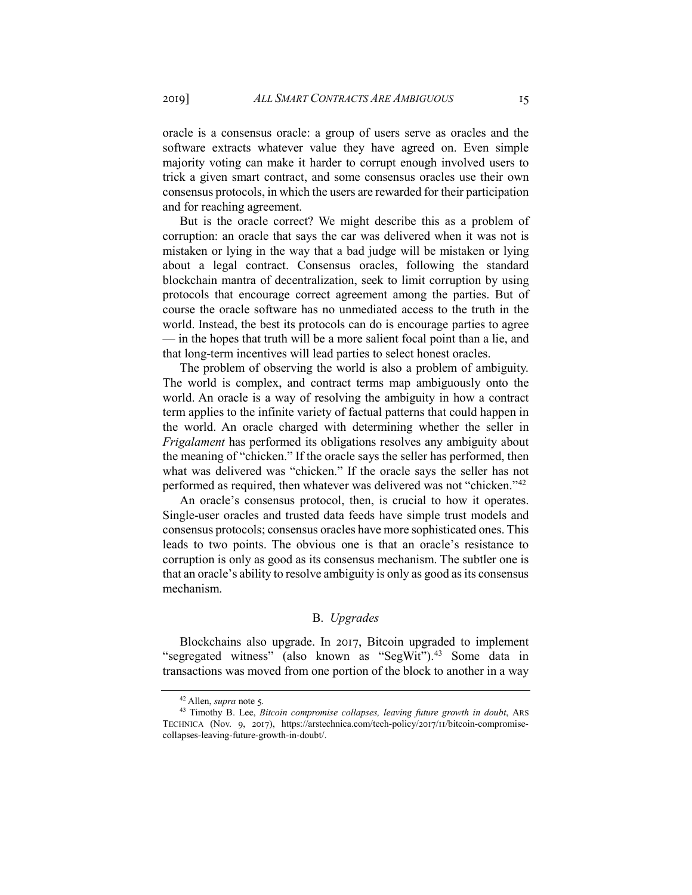oracle is a consensus oracle: a group of users serve as oracles and the software extracts whatever value they have agreed on. Even simple majority voting can make it harder to corrupt enough involved users to trick a given smart contract, and some consensus oracles use their own consensus protocols, in which the users are rewarded for their participation and for reaching agreement.

But is the oracle correct? We might describe this as a problem of corruption: an oracle that says the car was delivered when it was not is mistaken or lying in the way that a bad judge will be mistaken or lying about a legal contract. Consensus oracles, following the standard blockchain mantra of decentralization, seek to limit corruption by using protocols that encourage correct agreement among the parties. But of course the oracle software has no unmediated access to the truth in the world. Instead, the best its protocols can do is encourage parties to agree — in the hopes that truth will be a more salient focal point than a lie, and that long-term incentives will lead parties to select honest oracles.

The problem of observing the world is also a problem of ambiguity. The world is complex, and contract terms map ambiguously onto the world. An oracle is a way of resolving the ambiguity in how a contract term applies to the infinite variety of factual patterns that could happen in the world. An oracle charged with determining whether the seller in *Frigalament* has performed its obligations resolves any ambiguity about the meaning of "chicken." If the oracle says the seller has performed, then what was delivered was "chicken." If the oracle says the seller has not performed as required, then whatever was delivered was not "chicken."[42]

An oracle's consensus protocol, then, is crucial to how it operates. Single-user oracles and trusted data feeds have simple trust models and consensus protocols; consensus oracles have more sophisticated ones. This leads to two points. The obvious one is that an oracle's resistance to corruption is only as good as its consensus mechanism. The subtler one is that an oracle's ability to resolve ambiguity is only as good as its consensus mechanism.

## B. *Upgrades*

Blockchains also upgrade. In 2017, Bitcoin upgraded to implement "segregated witness" (also known as "SegWit").[43] Some data in transactions was moved from one portion of the block to another in a way

---

[42] Allen, *supra* note 5.

[43] Timothy B. Lee, *Bitcoin compromise collapses, leaving future growth in doubt*, ARS TECHNICA (Nov. 9, 2017), https://arstechnica.com/tech-policy/2017/11/bitcoin-compromise-collapses-leaving-future-growth-in-doubt/.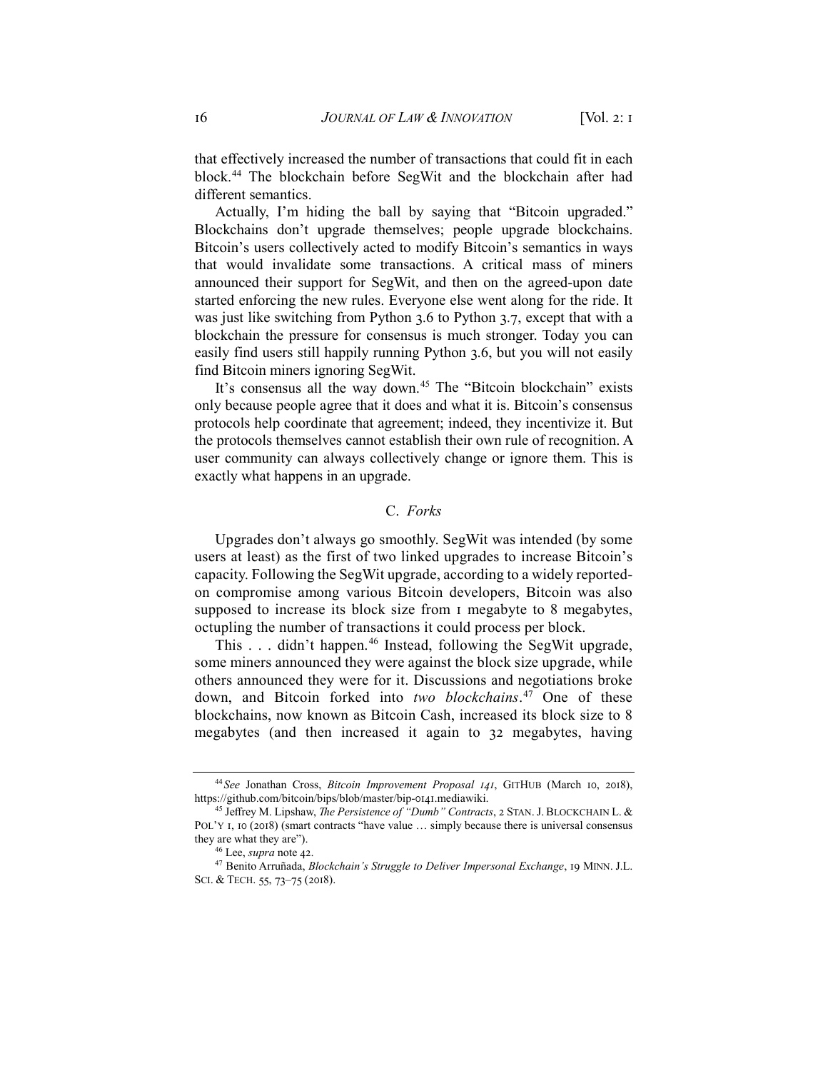that effectively increased the number of transactions that could fit in each block.[44] The blockchain before SegWit and the blockchain after had different semantics.

Actually, I'm hiding the ball by saying that "Bitcoin upgraded." Blockchains don't upgrade themselves; people upgrade blockchains. Bitcoin's users collectively acted to modify Bitcoin's semantics in ways that would invalidate some transactions. A critical mass of miners announced their support for SegWit, and then on the agreed-upon date started enforcing the new rules. Everyone else went along for the ride. It was just like switching from Python 3.6 to Python 3.7, except that with a blockchain the pressure for consensus is much stronger. Today you can easily find users still happily running Python 3.6, but you will not easily find Bitcoin miners ignoring SegWit.

It's consensus all the way down.[45] The "Bitcoin blockchain" exists only because people agree that it does and what it is. Bitcoin's consensus protocols help coordinate that agreement; indeed, they incentivize it. But the protocols themselves cannot establish their own rule of recognition. A user community can always collectively change or ignore them. This is exactly what happens in an upgrade.

### C. *Forks*

Upgrades don't always go smoothly. SegWit was intended (by some users at least) as the first of two linked upgrades to increase Bitcoin's capacity. Following the SegWit upgrade, according to a widely reported-on compromise among various Bitcoin developers, Bitcoin was also supposed to increase its block size from 1 megabyte to 8 megabytes, octupling the number of transactions it could process per block.

This . . . didn't happen.[46] Instead, following the SegWit upgrade, some miners announced they were against the block size upgrade, while others announced they were for it. Discussions and negotiations broke down, and Bitcoin forked into *two blockchains*.[47] One of these blockchains, now known as Bitcoin Cash, increased its block size to 8 megabytes (and then increased it again to 32 megabytes, having

---

[44] *See* Jonathan Cross, *Bitcoin Improvement Proposal 141*, GITHUB (March 10, 2018), https://github.com/bitcoin/bips/blob/master/bip-0141.mediawiki.

[45] Jeffrey M. Lipshaw, *The Persistence of "Dumb" Contracts*, 2 STAN. J. BLOCKCHAIN L. & POL'Y 1, 10 (2018) (smart contracts "have value … simply because there is universal consensus they are what they are").

[46] Lee, *supra* note 42.

[47] Benito Arruñada, *Blockchain's Struggle to Deliver Impersonal Exchange*, 19 MINN. J.L. SCI. & TECH. 55, 73–75 (2018).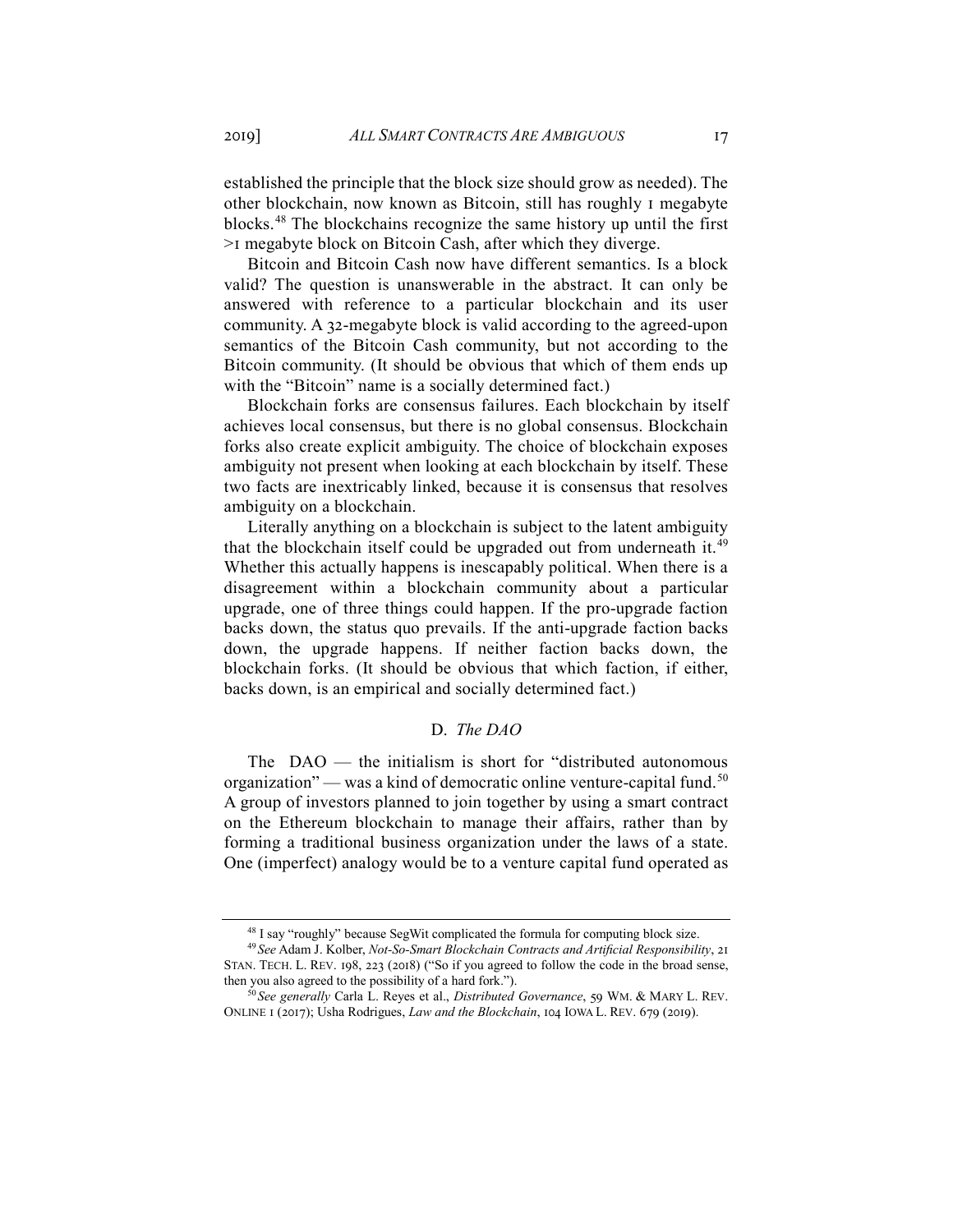established the principle that the block size should grow as needed). The other blockchain, now known as Bitcoin, still has roughly 1 megabyte blocks.[48] The blockchains recognize the same history up until the first >1 megabyte block on Bitcoin Cash, after which they diverge.

Bitcoin and Bitcoin Cash now have different semantics. Is a block valid? The question is unanswerable in the abstract. It can only be answered with reference to a particular blockchain and its user community. A 32-megabyte block is valid according to the agreed-upon semantics of the Bitcoin Cash community, but not according to the Bitcoin community. (It should be obvious that which of them ends up with the "Bitcoin" name is a socially determined fact.)

Blockchain forks are consensus failures. Each blockchain by itself achieves local consensus, but there is no global consensus. Blockchain forks also create explicit ambiguity. The choice of blockchain exposes ambiguity not present when looking at each blockchain by itself. These two facts are inextricably linked, because it is consensus that resolves ambiguity on a blockchain.

Literally anything on a blockchain is subject to the latent ambiguity that the blockchain itself could be upgraded out from underneath it.[49] Whether this actually happens is inescapably political. When there is a disagreement within a blockchain community about a particular upgrade, one of three things could happen. If the pro-upgrade faction backs down, the status quo prevails. If the anti-upgrade faction backs down, the upgrade happens. If neither faction backs down, the blockchain forks. (It should be obvious that which faction, if either, backs down, is an empirical and socially determined fact.)

### D. *The DAO*

The DAO — the initialism is short for "distributed autonomous organization" — was a kind of democratic online venture-capital fund.[50] A group of investors planned to join together by using a smart contract on the Ethereum blockchain to manage their affairs, rather than by forming a traditional business organization under the laws of a state. One (imperfect) analogy would be to a venture capital fund operated as

---

[48] I say "roughly" because SegWit complicated the formula for computing block size.

[49] *See* Adam J. Kolber, *Not-So-Smart Blockchain Contracts and Artificial Responsibility*, 21 STAN. TECH. L. REV. 198, 223 (2018) ("So if you agreed to follow the code in the broad sense, then you also agreed to the possibility of a hard fork.").

[50] *See generally* Carla L. Reyes et al., *Distributed Governance*, 59 WM. & MARY L. REV. ONLINE 1 (2017); Usha Rodrigues, *Law and the Blockchain*, 104 IOWA L. REV. 679 (2019).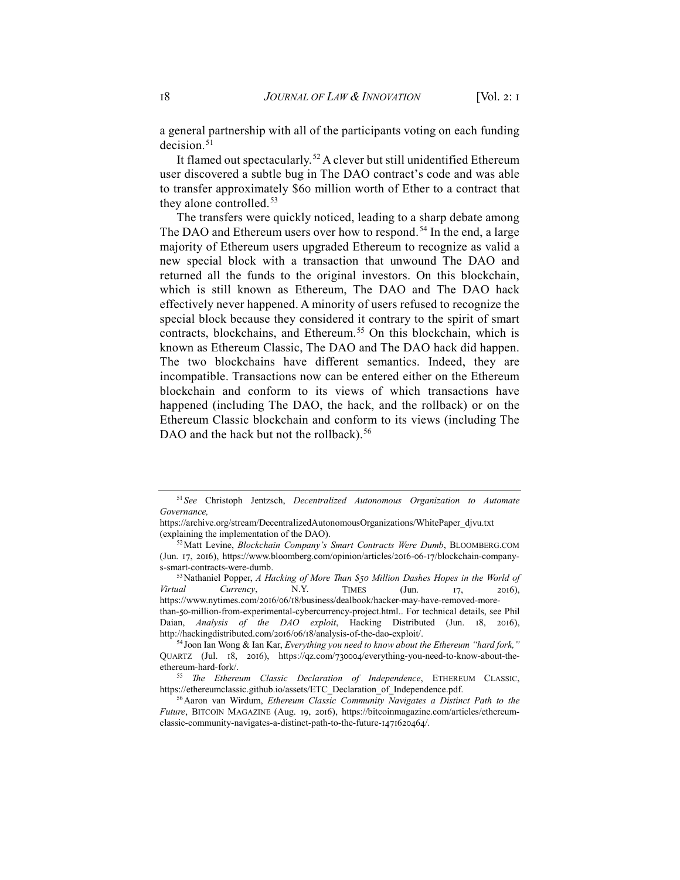a general partnership with all of the participants voting on each funding decision.[51]

It flamed out spectacularly.[52] A clever but still unidentified Ethereum user discovered a subtle bug in The DAO contract's code and was able to transfer approximately $60 million worth of Ether to a contract that they alone controlled.[53]

The transfers were quickly noticed, leading to a sharp debate among The DAO and Ethereum users over how to respond.[54] In the end, a large majority of Ethereum users upgraded Ethereum to recognize as valid a new special block with a transaction that unwound The DAO and returned all the funds to the original investors. On this blockchain, which is still known as Ethereum, The DAO and The DAO hack effectively never happened. A minority of users refused to recognize the special block because they considered it contrary to the spirit of smart contracts, blockchains, and Ethereum.[55] On this blockchain, which is known as Ethereum Classic, The DAO and The DAO hack did happen. The two blockchains have different semantics. Indeed, they are incompatible. Transactions now can be entered either on the Ethereum blockchain and conform to its views of which transactions have happened (including The DAO, the hack, and the rollback) or on the Ethereum Classic blockchain and conform to its views (including The DAO and the hack but not the rollback).[56]

---

[51] *See* Christoph Jentzsch, *Decentralized Autonomous Organization to Automate Governance,* https://archive.org/stream/DecentralizedAutonomousOrganizations/WhitePaper_djvu.txt (explaining the implementation of the DAO).

[52] Matt Levine, *Blockchain Company's Smart Contracts Were Dumb*, BLOOMBERG.COM (Jun. 17, 2016), https://www.bloomberg.com/opinion/articles/2016-06-17/blockchain-company-s-smart-contracts-were-dumb.

[53] Nathaniel Popper, *A Hacking of More Than $50 Million Dashes Hopes in the World of Virtual Currency*, N.Y. TIMES (Jun. 17, 2016), https://www.nytimes.com/2016/06/18/business/dealbook/hacker-may-have-removed-more-than-50-million-from-experimental-cybercurrency-project.html.. For technical details, see Phil Daian, *Analysis of the DAO exploit*, Hacking Distributed (Jun. 18, 2016), http://hackingdistributed.com/2016/06/18/analysis-of-the-dao-exploit/.

[54] Joon Ian Wong & Ian Kar, *Everything you need to know about the Ethereum "hard fork,"* QUARTZ (Jul. 18, 2016), https://qz.com/730004/everything-you-need-to-know-about-the-ethereum-hard-fork/.

[55] *The Ethereum Classic Declaration of Independence*, ETHEREUM CLASSIC, https://ethereumclassic.github.io/assets/ETC_Declaration_of_Independence.pdf.

[56] Aaron van Wirdum, *Ethereum Classic Community Navigates a Distinct Path to the Future*, BITCOIN MAGAZINE (Aug. 19, 2016), https://bitcoinmagazine.com/articles/ethereum-classic-community-navigates-a-distinct-path-to-the-future-1471620464/.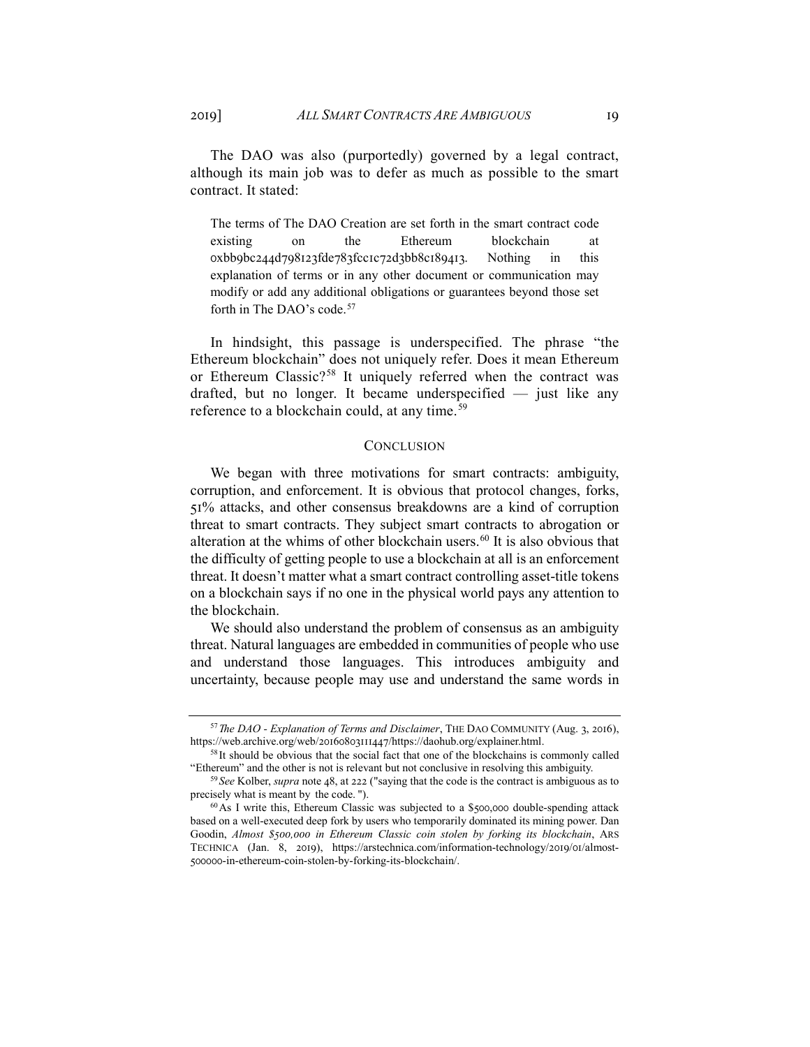The DAO was also (purportedly) governed by a legal contract, although its main job was to defer as much as possible to the smart contract. It stated:

> The terms of The DAO Creation are set forth in the smart contract code existing on the Ethereum blockchain at 0xbb9bc244d798123fde783fcc1c72d3bb8c189413. Nothing in this explanation of terms or in any other document or communication may modify or add any additional obligations or guarantees beyond those set forth in The DAO's code.[57]

In hindsight, this passage is underspecified. The phrase "the Ethereum blockchain" does not uniquely refer. Does it mean Ethereum or Ethereum Classic?[58] It uniquely referred when the contract was drafted, but no longer. It became underspecified — just like any reference to a blockchain could, at any time.[59]

## CONCLUSION

We began with three motivations for smart contracts: ambiguity, corruption, and enforcement. It is obvious that protocol changes, forks, 51% attacks, and other consensus breakdowns are a kind of corruption threat to smart contracts. They subject smart contracts to abrogation or alteration at the whims of other blockchain users.[60] It is also obvious that the difficulty of getting people to use a blockchain at all is an enforcement threat. It doesn't matter what a smart contract controlling asset-title tokens on a blockchain says if no one in the physical world pays any attention to the blockchain.

We should also understand the problem of consensus as an ambiguity threat. Natural languages are embedded in communities of people who use and understand those languages. This introduces ambiguity and uncertainty, because people may use and understand the same words in

---

[57] *The DAO - Explanation of Terms and Disclaimer*, THE DAO COMMUNITY (Aug. 3, 2016), https://web.archive.org/web/20160803111447/https://daohub.org/explainer.html.

[58] It should be obvious that the social fact that one of the blockchains is commonly called "Ethereum" and the other is not is relevant but not conclusive in resolving this ambiguity.

[59] *See* Kolber, *supra* note 48, at 222 ("saying that the code is the contract is ambiguous as to precisely what is meant by the code.").

[60] As I write this, Ethereum Classic was subjected to a $500,000 double-spending attack based on a well-executed deep fork by users who temporarily dominated its mining power. Dan Goodin, *Almost $500,000 in Ethereum Classic coin stolen by forking its blockchain*, ARS TECHNICA (Jan. 8, 2019), https://arstechnica.com/information-technology/2019/01/almost-500000-in-ethereum-coin-stolen-by-forking-its-blockchain/.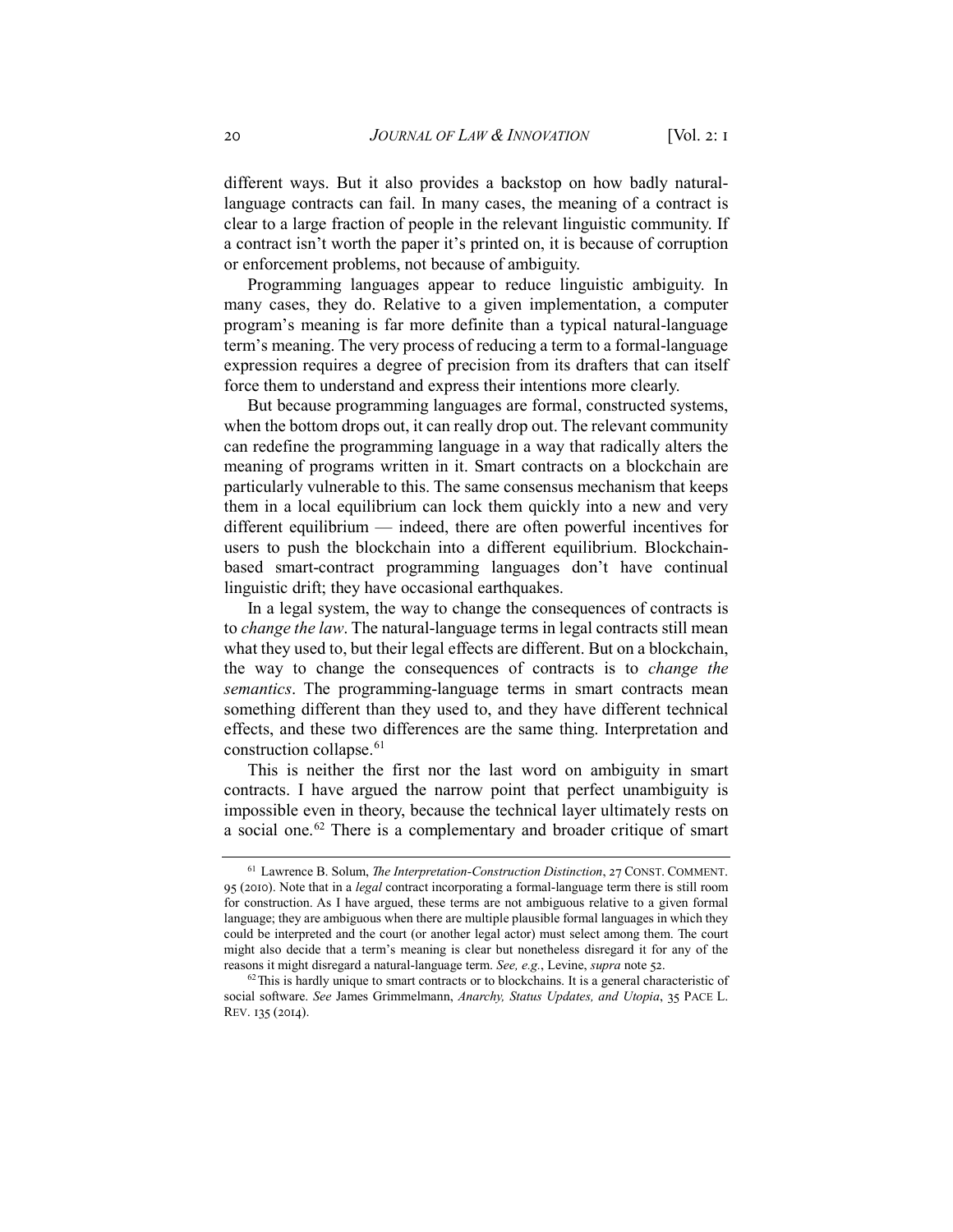different ways. But it also provides a backstop on how badly natural-language contracts can fail. In many cases, the meaning of a contract is clear to a large fraction of people in the relevant linguistic community. If a contract isn't worth the paper it's printed on, it is because of corruption or enforcement problems, not because of ambiguity.

Programming languages appear to reduce linguistic ambiguity. In many cases, they do. Relative to a given implementation, a computer program's meaning is far more definite than a typical natural-language term's meaning. The very process of reducing a term to a formal-language expression requires a degree of precision from its drafters that can itself force them to understand and express their intentions more clearly.

But because programming languages are formal, constructed systems, when the bottom drops out, it can really drop out. The relevant community can redefine the programming language in a way that radically alters the meaning of programs written in it. Smart contracts on a blockchain are particularly vulnerable to this. The same consensus mechanism that keeps them in a local equilibrium can lock them quickly into a new and very different equilibrium — indeed, there are often powerful incentives for users to push the blockchain into a different equilibrium. Blockchain-based smart-contract programming languages don't have continual linguistic drift; they have occasional earthquakes.

In a legal system, the way to change the consequences of contracts is to *change the law*. The natural-language terms in legal contracts still mean what they used to, but their legal effects are different. But on a blockchain, the way to change the consequences of contracts is to *change the semantics*. The programming-language terms in smart contracts mean something different than they used to, and they have different technical effects, and these two differences are the same thing. Interpretation and construction collapse.[61]

This is neither the first nor the last word on ambiguity in smart contracts. I have argued the narrow point that perfect unambiguity is impossible even in theory, because the technical layer ultimately rests on a social one.[62] There is a complementary and broader critique of smart

---

[61] Lawrence B. Solum, *The Interpretation-Construction Distinction*, 27 CONST. COMMENT. 95 (2010). Note that in a *legal* contract incorporating a formal-language term there is still room for construction. As I have argued, these terms are not ambiguous relative to a given formal language; they are ambiguous when there are multiple plausible formal languages in which they could be interpreted and the court (or another legal actor) must select among them. The court might also decide that a term's meaning is clear but nonetheless disregard it for any of the reasons it might disregard a natural-language term. *See, e.g.*, Levine, *supra* note 52.

[62] This is hardly unique to smart contracts or to blockchains. It is a general characteristic of social software. *See* James Grimmelmann, *Anarchy, Status Updates, and Utopia*, 35 PACE L. REV. 135 (2014).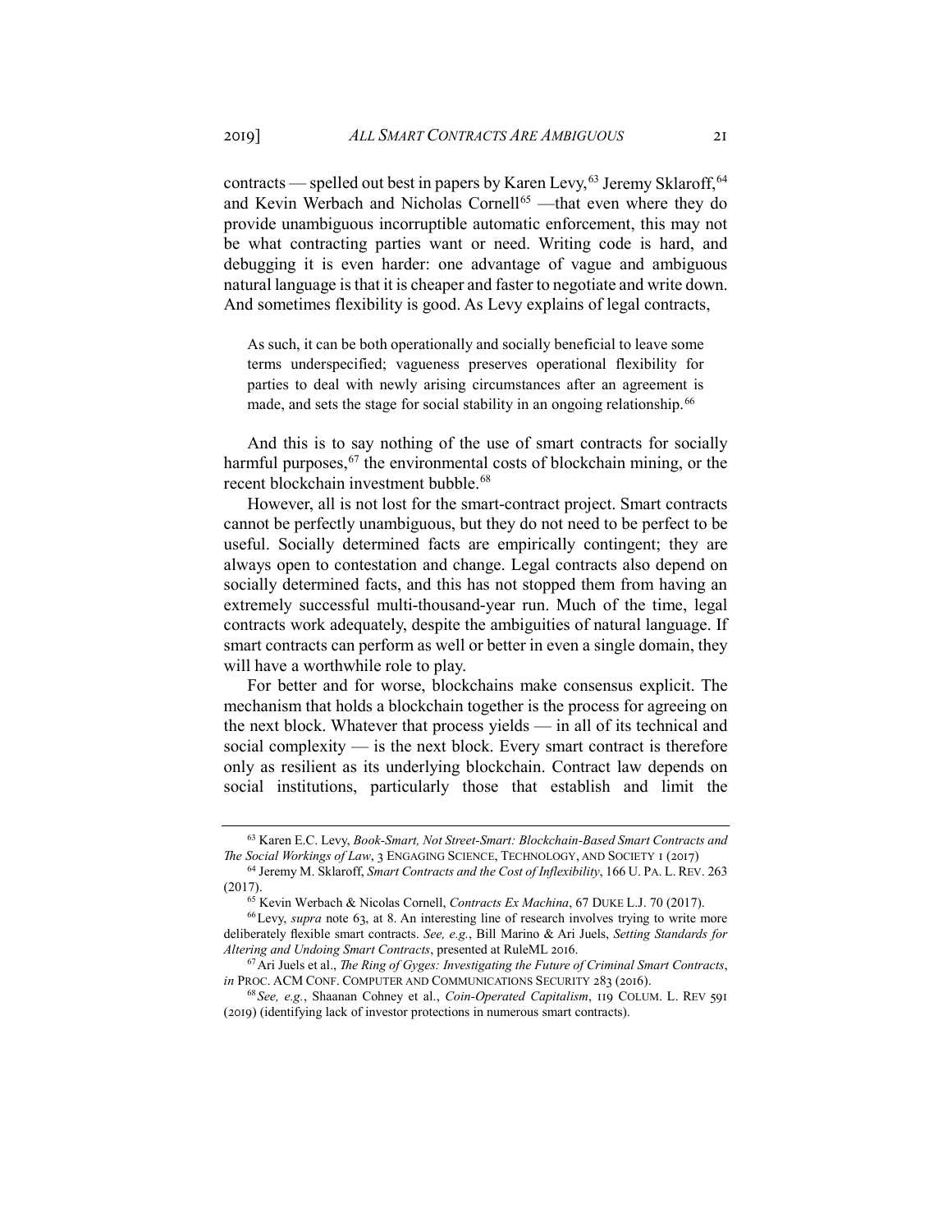contracts — spelled out best in papers by Karen Levy,[63] Jeremy Sklaroff,[64] and Kevin Werbach and Nicholas Cornell[65] —that even where they do provide unambiguous incorruptible automatic enforcement, this may not be what contracting parties want or need. Writing code is hard, and debugging it is even harder: one advantage of vague and ambiguous natural language is that it is cheaper and faster to negotiate and write down. And sometimes flexibility is good. As Levy explains of legal contracts,

> As such, it can be both operationally and socially beneficial to leave some terms underspecified; vagueness preserves operational flexibility for parties to deal with newly arising circumstances after an agreement is made, and sets the stage for social stability in an ongoing relationship.[66]

And this is to say nothing of the use of smart contracts for socially harmful purposes,[67] the environmental costs of blockchain mining, or the recent blockchain investment bubble.[68]

However, all is not lost for the smart-contract project. Smart contracts cannot be perfectly unambiguous, but they do not need to be perfect to be useful. Socially determined facts are empirically contingent; they are always open to contestation and change. Legal contracts also depend on socially determined facts, and this has not stopped them from having an extremely successful multi-thousand-year run. Much of the time, legal contracts work adequately, despite the ambiguities of natural language. If smart contracts can perform as well or better in even a single domain, they will have a worthwhile role to play.

For better and for worse, blockchains make consensus explicit. The mechanism that holds a blockchain together is the process for agreeing on the next block. Whatever that process yields — in all of its technical and social complexity — is the next block. Every smart contract is therefore only as resilient as its underlying blockchain. Contract law depends on social institutions, particularly those that establish and limit the

---

[63] Karen E.C. Levy, *Book-Smart, Not Street-Smart: Blockchain-Based Smart Contracts and The Social Workings of Law*, 3 ENGAGING SCIENCE, TECHNOLOGY, AND SOCIETY 1 (2017)

[64] Jeremy M. Sklaroff, *Smart Contracts and the Cost of Inflexibility*, 166 U. PA. L. REV. 263 (2017).

[65] Kevin Werbach & Nicolas Cornell, *Contracts Ex Machina*, 67 DUKE L.J. 70 (2017).

[66] Levy, *supra* note 63, at 8. An interesting line of research involves trying to write more deliberately flexible smart contracts. *See, e.g.*, Bill Marino & Ari Juels, *Setting Standards for Altering and Undoing Smart Contracts*, presented at RuleML 2016.

[67] Ari Juels et al., *The Ring of Gyges: Investigating the Future of Criminal Smart Contracts*, *in* PROC. ACM CONF. COMPUTER AND COMMUNICATIONS SECURITY 283 (2016).

[68] *See, e.g.*, Shaanan Cohney et al., *Coin-Operated Capitalism*, 119 COLUM. L. REV 591 (2019) (identifying lack of investor protections in numerous smart contracts).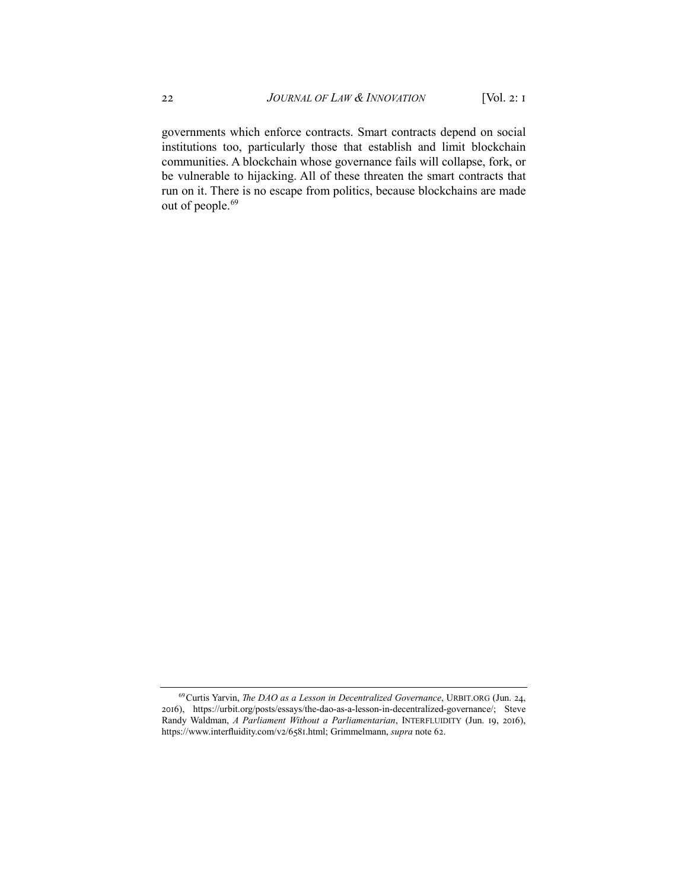governments which enforce contracts. Smart contracts depend on social institutions too, particularly those that establish and limit blockchain communities. A blockchain whose governance fails will collapse, fork, or be vulnerable to hijacking. All of these threaten the smart contracts that run on it. There is no escape from politics, because blockchains are made out of people.[69]

---

[69] Curtis Yarvin, *The DAO as a Lesson in Decentralized Governance*, URBIT.ORG (Jun. 24, 2016), https://urbit.org/posts/essays/the-dao-as-a-lesson-in-decentralized-governance/; Steve Randy Waldman, *A Parliament Without a Parliamentarian*, INTERFLUIDITY (Jun. 19, 2016), https://www.interfluidity.com/v2/6581.html; Grimmelmann, *supra* note 62.